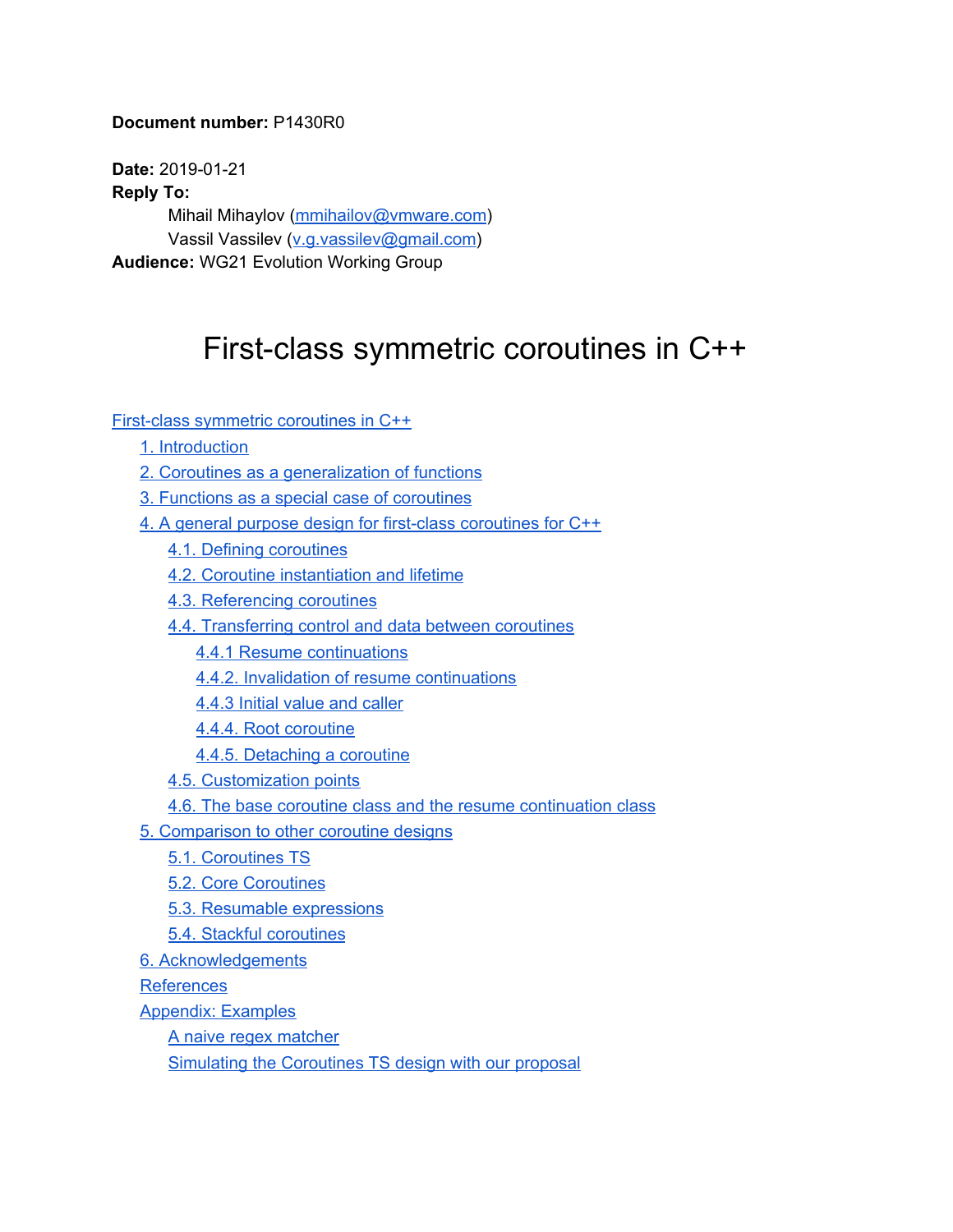**Document number:** P1430R0

**Date:** 2019-01-21

**Reply To:**

Mihail Mihaylov (mmihailov@vmware.com)

Vassil Vassilev (v.g.vassilev@gmail.com)

**Audience:** WG21 Evolution Working Group

# First-class symmetric coroutines in C++

- First-class symmetric coroutines in C++
  - 1. Introduction
  - 2. Coroutines as a generalization of functions
  - 3. Functions as a special case of coroutines
  - 4. A general purpose design for first-class coroutines for C++
    - 4.1. Defining coroutines
    - 4.2. Coroutine instantiation and lifetime
    - 4.3. Referencing coroutines
    - 4.4. Transferring control and data between coroutines
      - 4.4.1 Resume continuations
      - 4.4.2. Invalidation of resume continuations
      - 4.4.3 Initial value and caller
      - 4.4.4. Root coroutine
      - 4.4.5. Detaching a coroutine
    - 4.5. Customization points
    - 4.6. The base coroutine class and the resume continuation class
  - 5. Comparison to other coroutine designs
    - 5.1. Coroutines TS
    - 5.2. Core Coroutines
    - 5.3. Resumable expressions
    - 5.4. Stackful coroutines
  - 6. Acknowledgements
  - References
  - Appendix: Examples
    - A naive regex matcher
    - Simulating the Coroutines TS design with our proposal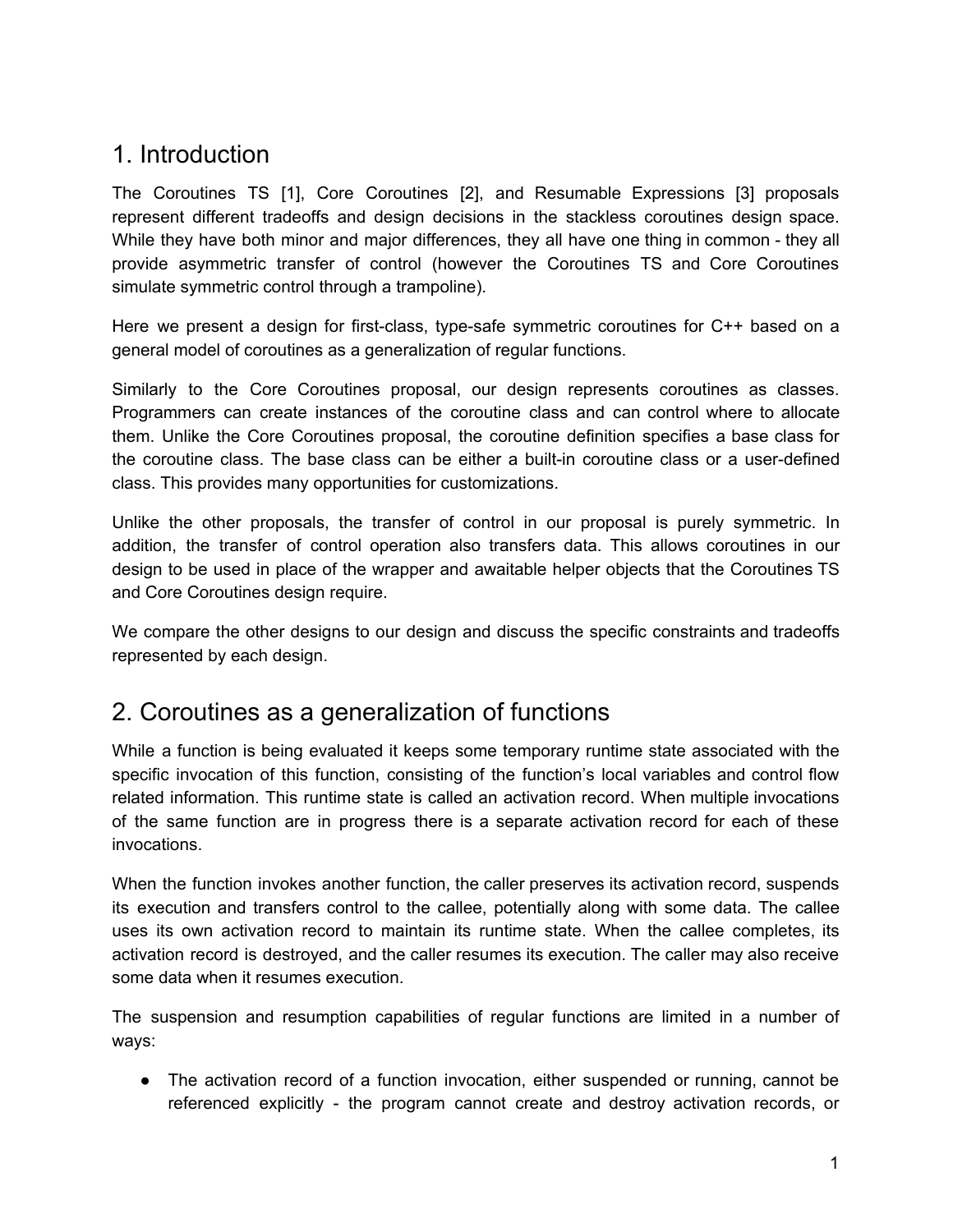# 1. Introduction

The Coroutines TS [1], Core Coroutines [2], and Resumable Expressions [3] proposals represent different tradeoffs and design decisions in the stackless coroutines design space. While they have both minor and major differences, they all have one thing in common - they all provide asymmetric transfer of control (however the Coroutines TS and Core Coroutines simulate symmetric control through a trampoline).

Here we present a design for first-class, type-safe symmetric coroutines for C++ based on a general model of coroutines as a generalization of regular functions.

Similarly to the Core Coroutines proposal, our design represents coroutines as classes. Programmers can create instances of the coroutine class and can control where to allocate them. Unlike the Core Coroutines proposal, the coroutine definition specifies a base class for the coroutine class. The base class can be either a built-in coroutine class or a user-defined class. This provides many opportunities for customizations.

Unlike the other proposals, the transfer of control in our proposal is purely symmetric. In addition, the transfer of control operation also transfers data. This allows coroutines in our design to be used in place of the wrapper and awaitable helper objects that the Coroutines TS and Core Coroutines design require.

We compare the other designs to our design and discuss the specific constraints and tradeoffs represented by each design.

# 2. Coroutines as a generalization of functions

While a function is being evaluated it keeps some temporary runtime state associated with the specific invocation of this function, consisting of the function's local variables and control flow related information. This runtime state is called an activation record. When multiple invocations of the same function are in progress there is a separate activation record for each of these invocations.

When the function invokes another function, the caller preserves its activation record, suspends its execution and transfers control to the callee, potentially along with some data. The callee uses its own activation record to maintain its runtime state. When the callee completes, its activation record is destroyed, and the caller resumes its execution. The caller may also receive some data when it resumes execution.

The suspension and resumption capabilities of regular functions are limited in a number of ways:

- The activation record of a function invocation, either suspended or running, cannot be referenced explicitly - the program cannot create and destroy activation records, or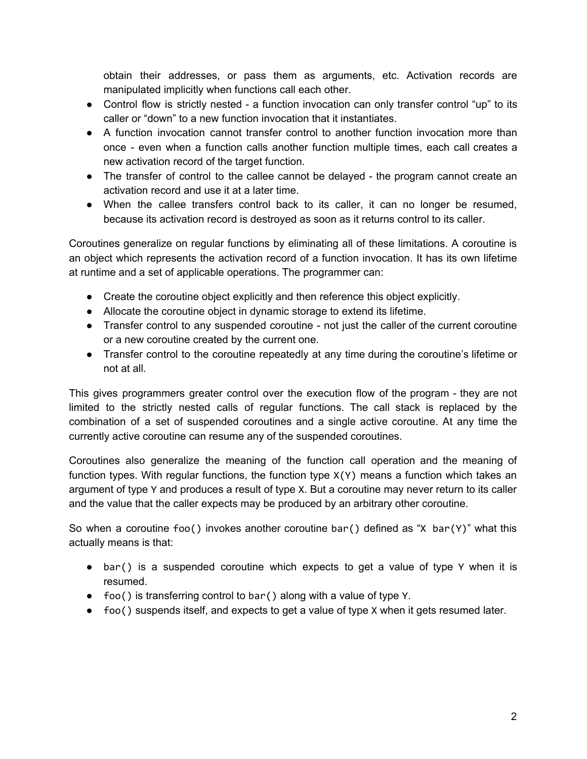obtain their addresses, or pass them as arguments, etc. Activation records are manipulated implicitly when functions call each other.

- Control flow is strictly nested - a function invocation can only transfer control "up" to its caller or "down" to a new function invocation that it instantiates.
- A function invocation cannot transfer control to another function invocation more than once - even when a function calls another function multiple times, each call creates a new activation record of the target function.
- The transfer of control to the callee cannot be delayed - the program cannot create an activation record and use it at a later time.
- When the callee transfers control back to its caller, it can no longer be resumed, because its activation record is destroyed as soon as it returns control to its caller.

Coroutines generalize on regular functions by eliminating all of these limitations. A coroutine is an object which represents the activation record of a function invocation. It has its own lifetime at runtime and a set of applicable operations. The programmer can:

- Create the coroutine object explicitly and then reference this object explicitly.
- Allocate the coroutine object in dynamic storage to extend its lifetime.
- Transfer control to any suspended coroutine - not just the caller of the current coroutine or a new coroutine created by the current one.
- Transfer control to the coroutine repeatedly at any time during the coroutine's lifetime or not at all.

This gives programmers greater control over the execution flow of the program - they are not limited to the strictly nested calls of regular functions. The call stack is replaced by the combination of a set of suspended coroutines and a single active coroutine. At any time the currently active coroutine can resume any of the suspended coroutines.

Coroutines also generalize the meaning of the function call operation and the meaning of function types. With regular functions, the function type `X(Y)` means a function which takes an argument of type `Y` and produces a result of type `X`. But a coroutine may never return to its caller and the value that the caller expects may be produced by an arbitrary other coroutine.

So when a coroutine `foo()` invokes another coroutine `bar()` defined as "`X bar(Y)`" what this actually means is that:

- `bar()` is a suspended coroutine which expects to get a value of type `Y` when it is resumed.
- `foo()` is transferring control to `bar()` along with a value of type `Y`.
- `foo()` suspends itself, and expects to get a value of type `X` when it gets resumed later.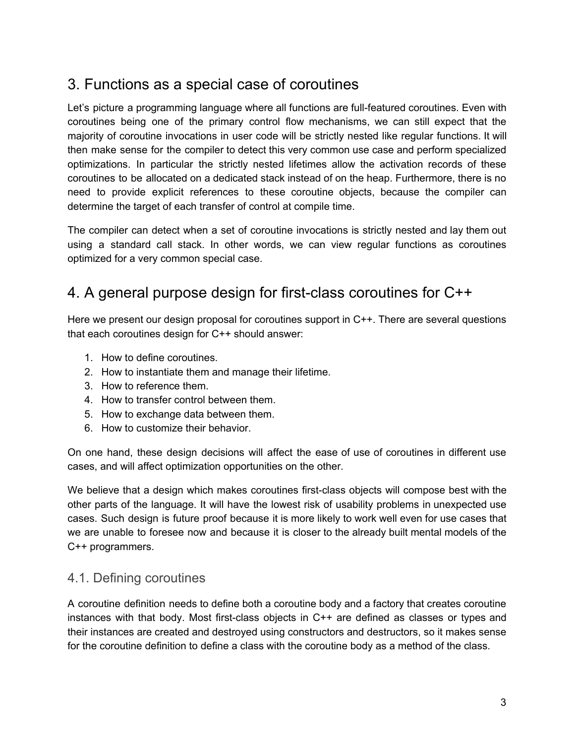## 3. Functions as a special case of coroutines

Let's picture a programming language where all functions are full-featured coroutines. Even with coroutines being one of the primary control flow mechanisms, we can still expect that the majority of coroutine invocations in user code will be strictly nested like regular functions. It will then make sense for the compiler to detect this very common use case and perform specialized optimizations. In particular the strictly nested lifetimes allow the activation records of these coroutines to be allocated on a dedicated stack instead of on the heap. Furthermore, there is no need to provide explicit references to these coroutine objects, because the compiler can determine the target of each transfer of control at compile time.

The compiler can detect when a set of coroutine invocations is strictly nested and lay them out using a standard call stack. In other words, we can view regular functions as coroutines optimized for a very common special case.

## 4. A general purpose design for first-class coroutines for C++

Here we present our design proposal for coroutines support in C++. There are several questions that each coroutines design for C++ should answer:

1. How to define coroutines.
2. How to instantiate them and manage their lifetime.
3. How to reference them.
4. How to transfer control between them.
5. How to exchange data between them.
6. How to customize their behavior.

On one hand, these design decisions will affect the ease of use of coroutines in different use cases, and will affect optimization opportunities on the other.

We believe that a design which makes coroutines first-class objects will compose best with the other parts of the language. It will have the lowest risk of usability problems in unexpected use cases. Such design is future proof because it is more likely to work well even for use cases that we are unable to foresee now and because it is closer to the already built mental models of the C++ programmers.

### 4.1. Defining coroutines

A coroutine definition needs to define both a coroutine body and a factory that creates coroutine instances with that body. Most first-class objects in C++ are defined as classes or types and their instances are created and destroyed using constructors and destructors, so it makes sense for the coroutine definition to define a class with the coroutine body as a method of the class.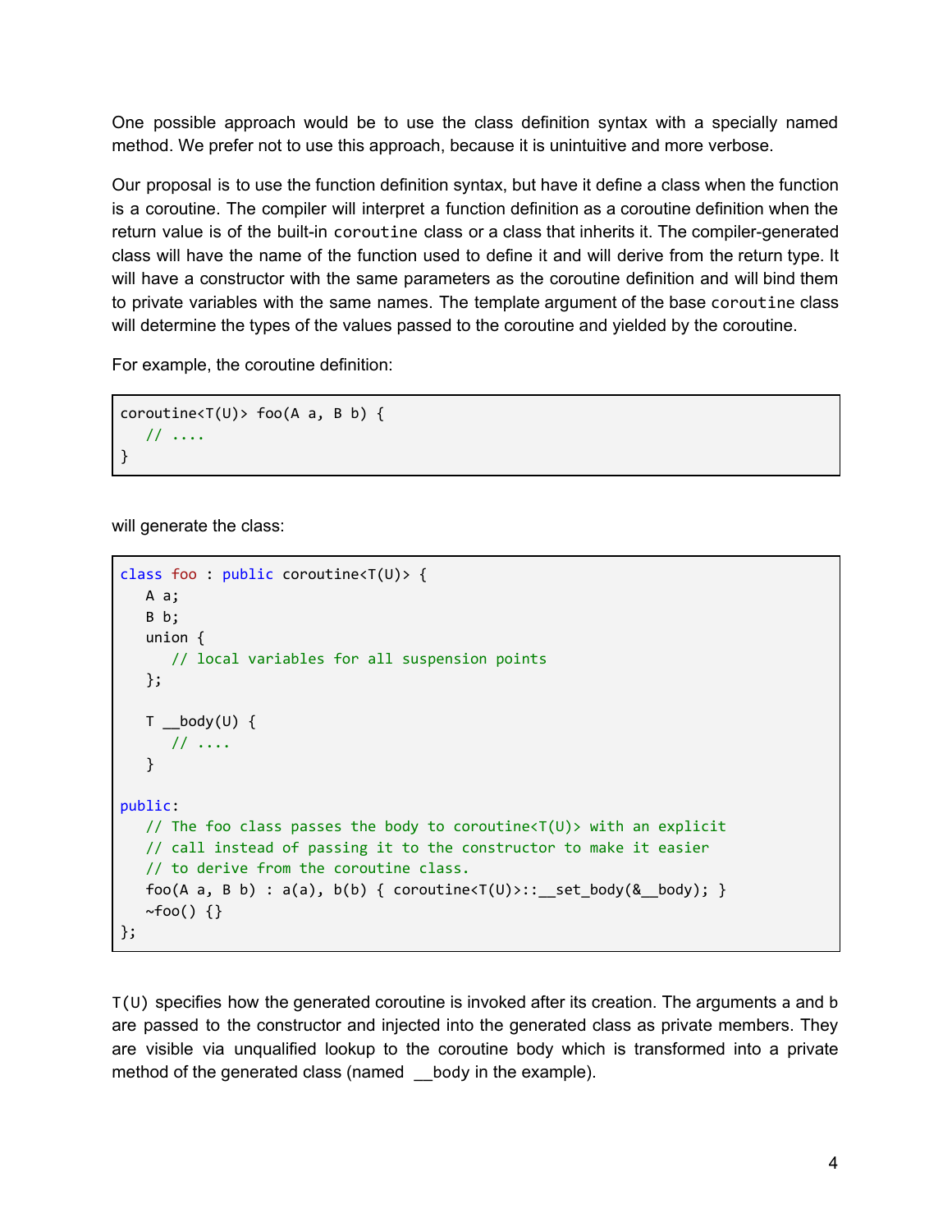One possible approach would be to use the class definition syntax with a specially named method. We prefer not to use this approach, because it is unintuitive and more verbose.

Our proposal is to use the function definition syntax, but have it define a class when the function is a coroutine. The compiler will interpret a function definition as a coroutine definition when the return value is of the built-in `coroutine` class or a class that inherits it. The compiler-generated class will have the name of the function used to define it and will derive from the return type. It will have a constructor with the same parameters as the coroutine definition and will bind them to private variables with the same names. The template argument of the base `coroutine` class will determine the types of the values passed to the coroutine and yielded by the coroutine.

For example, the coroutine definition:

```
coroutine<T(U)> foo(A a, B b) {
   // ....
}
```

will generate the class:

```
class foo : public coroutine<T(U)> {
   A a;
   B b;
   union {
      // local variables for all suspension points
   };

   T __body(U) {
      // ....
   }

public:
   // The foo class passes the body to coroutine<T(U)> with an explicit
   // call instead of passing it to the constructor to make it easier
   // to derive from the coroutine class.
   foo(A a, B b) : a(a), b(b) { coroutine<T(U)>::__set_body(&__body); }
   ~foo() {}
};
```

`T(U)` specifies how the generated coroutine is invoked after its creation. The arguments a and b are passed to the constructor and injected into the generated class as private members. They are visible via unqualified lookup to the coroutine body which is transformed into a private method of the generated class (named `__body` in the example).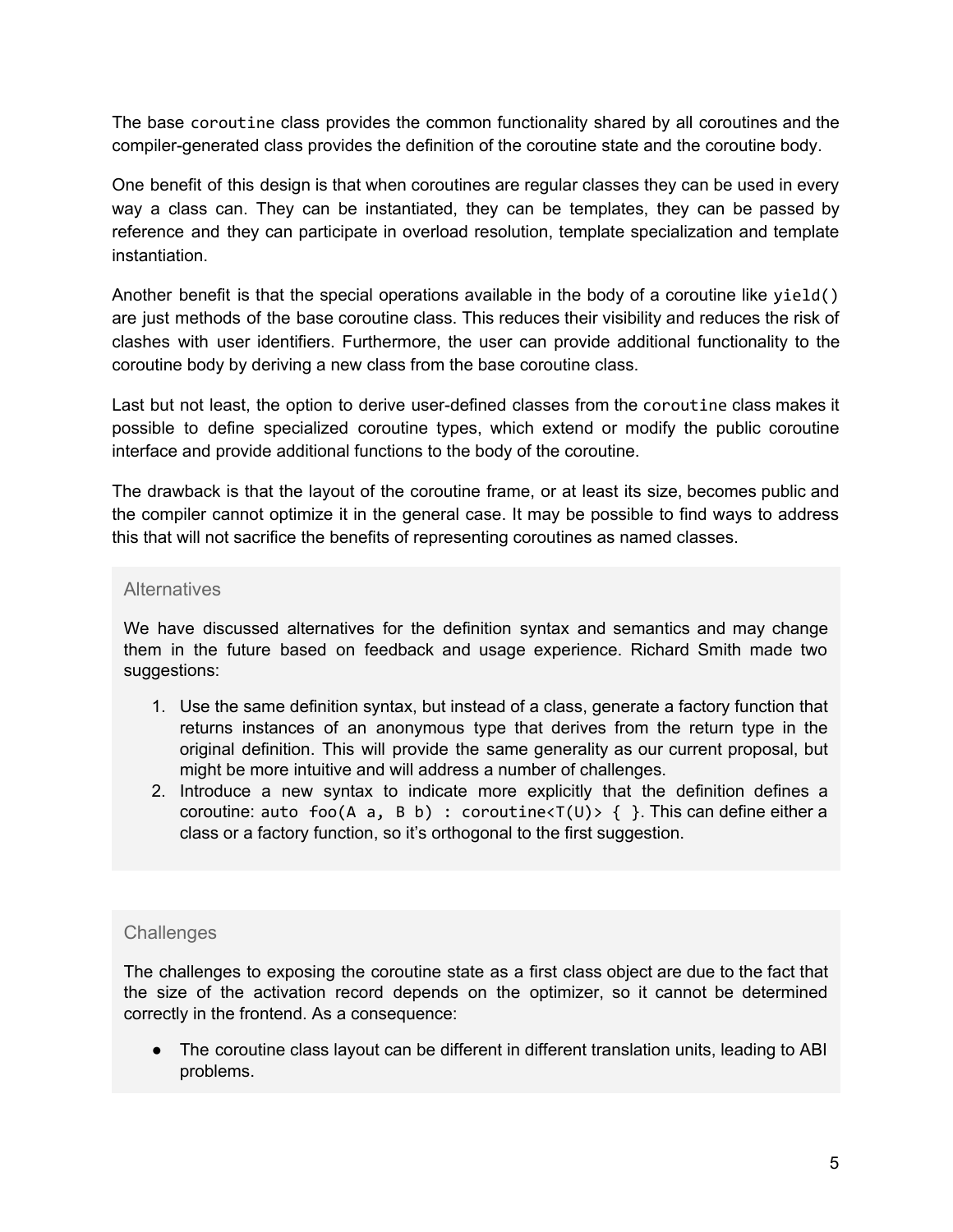The base `coroutine` class provides the common functionality shared by all coroutines and the compiler-generated class provides the definition of the coroutine state and the coroutine body.

One benefit of this design is that when coroutines are regular classes they can be used in every way a class can. They can be instantiated, they can be templates, they can be passed by reference and they can participate in overload resolution, template specialization and template instantiation.

Another benefit is that the special operations available in the body of a coroutine like `yield()` are just methods of the base coroutine class. This reduces their visibility and reduces the risk of clashes with user identifiers. Furthermore, the user can provide additional functionality to the coroutine body by deriving a new class from the base coroutine class.

Last but not least, the option to derive user-defined classes from the `coroutine` class makes it possible to define specialized coroutine types, which extend or modify the public coroutine interface and provide additional functions to the body of the coroutine.

The drawback is that the layout of the coroutine frame, or at least its size, becomes public and the compiler cannot optimize it in the general case. It may be possible to find ways to address this that will not sacrifice the benefits of representing coroutines as named classes.

### Alternatives

We have discussed alternatives for the definition syntax and semantics and may change them in the future based on feedback and usage experience. Richard Smith made two suggestions:

1. Use the same definition syntax, but instead of a class, generate a factory function that returns instances of an anonymous type that derives from the return type in the original definition. This will provide the same generality as our current proposal, but might be more intuitive and will address a number of challenges.
2. Introduce a new syntax to indicate more explicitly that the definition defines a coroutine: `auto foo(A a, B b) : coroutine<T(U)> { }`. This can define either a class or a factory function, so it's orthogonal to the first suggestion.

### Challenges

The challenges to exposing the coroutine state as a first class object are due to the fact that the size of the activation record depends on the optimizer, so it cannot be determined correctly in the frontend. As a consequence:

- The coroutine class layout can be different in different translation units, leading to ABI problems.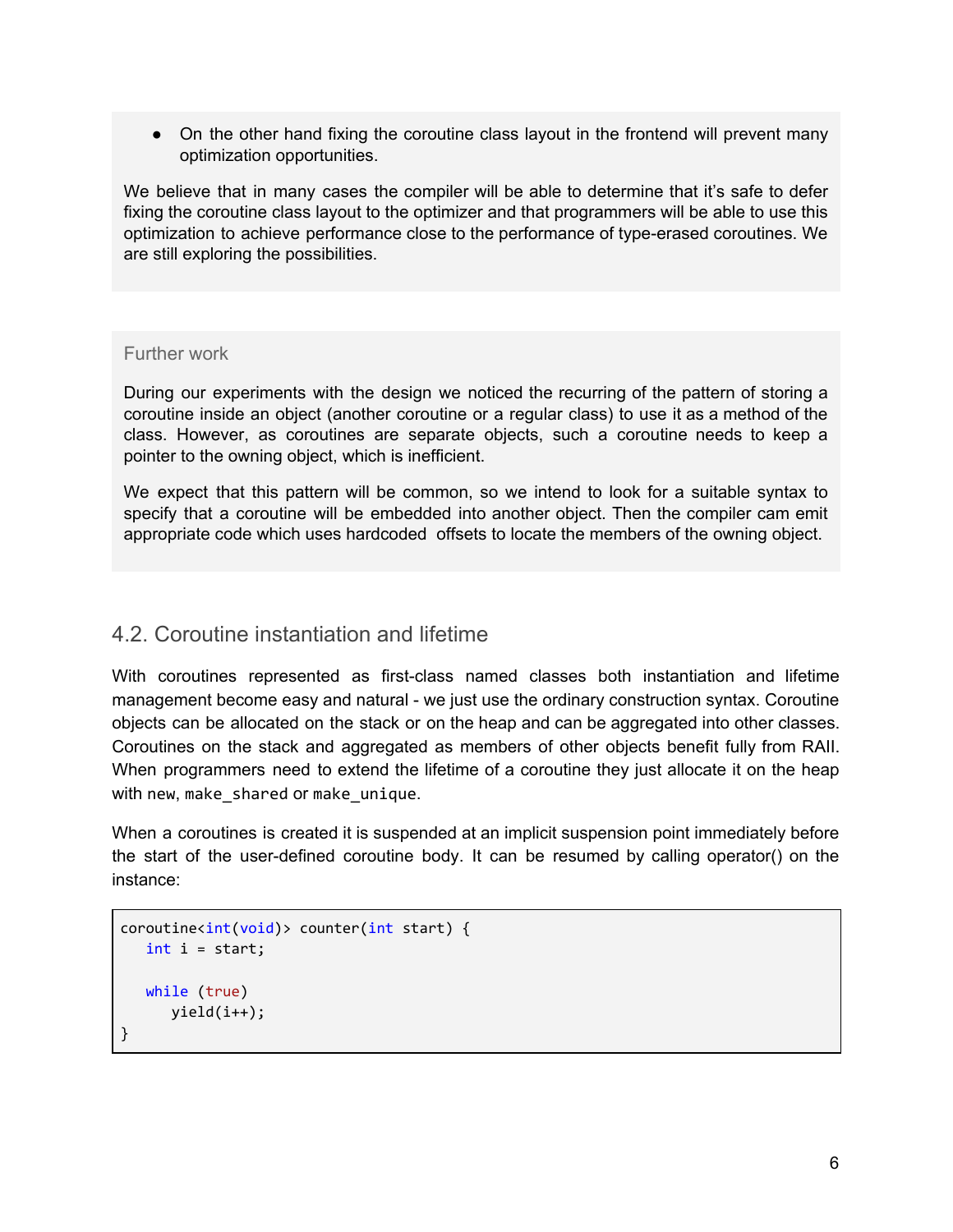- On the other hand fixing the coroutine class layout in the frontend will prevent many optimization opportunities.

We believe that in many cases the compiler will be able to determine that it's safe to defer fixing the coroutine class layout to the optimizer and that programmers will be able to use this optimization to achieve performance close to the performance of type-erased coroutines. We are still exploring the possibilities.

Further work

During our experiments with the design we noticed the recurring of the pattern of storing a coroutine inside an object (another coroutine or a regular class) to use it as a method of the class. However, as coroutines are separate objects, such a coroutine needs to keep a pointer to the owning object, which is inefficient.

We expect that this pattern will be common, so we intend to look for a suitable syntax to specify that a coroutine will be embedded into another object. Then the compiler cam emit appropriate code which uses hardcoded offsets to locate the members of the owning object.

## 4.2. Coroutine instantiation and lifetime

With coroutines represented as first-class named classes both instantiation and lifetime management become easy and natural - we just use the ordinary construction syntax. Coroutine objects can be allocated on the stack or on the heap and can be aggregated into other classes. Coroutines on the stack and aggregated as members of other objects benefit fully from RAII. When programmers need to extend the lifetime of a coroutine they just allocate it on the heap with `new`, `make_shared` or `make_unique`.

When a coroutines is created it is suspended at an implicit suspension point immediately before the start of the user-defined coroutine body. It can be resumed by calling operator() on the instance:

```
coroutine<int(void)> counter(int start) {
   int i = start;

   while (true)
      yield(i++);
}
```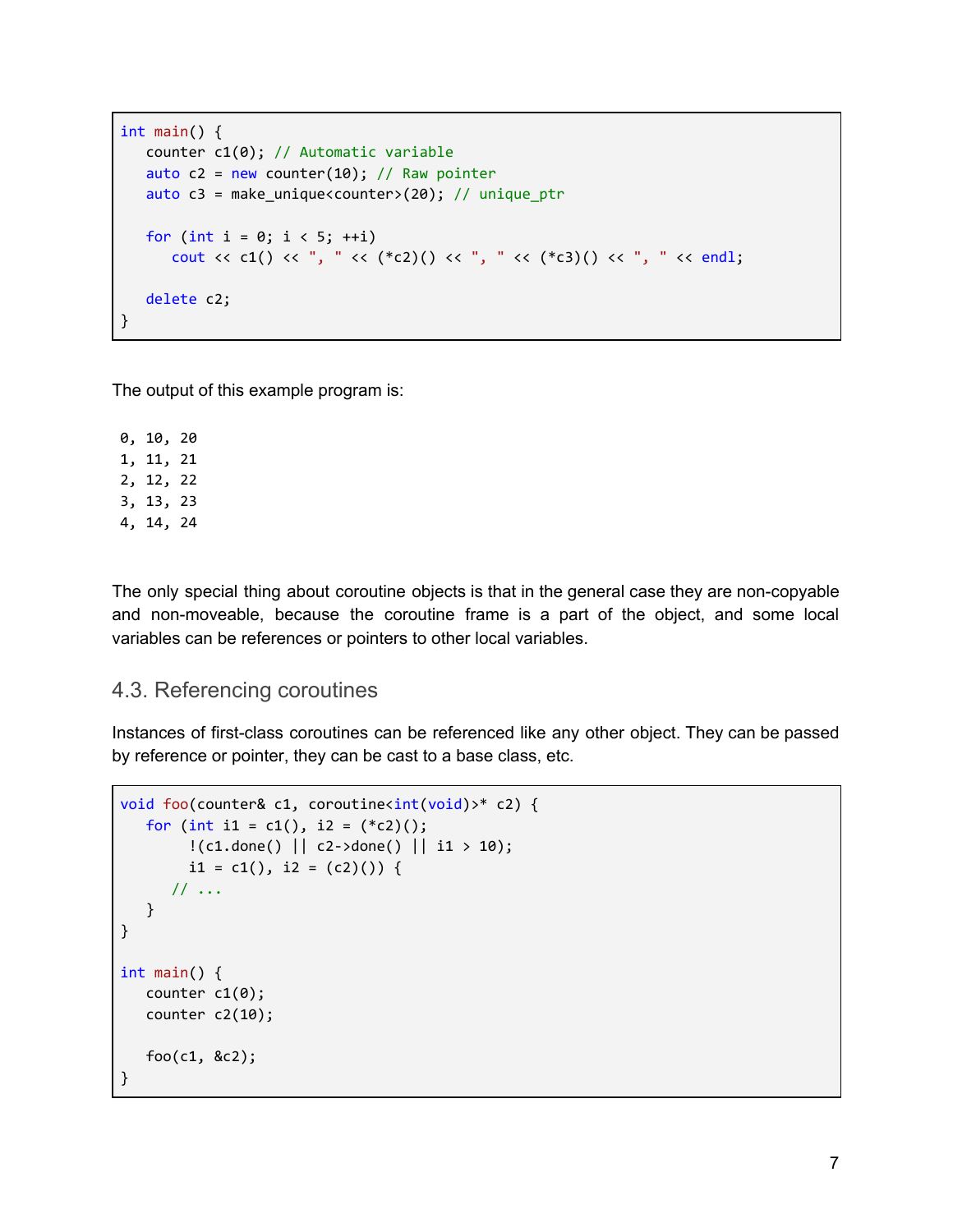```cpp
int main() {
   counter c1(0); // Automatic variable
   auto c2 = new counter(10); // Raw pointer
   auto c3 = make_unique<counter>(20); // unique_ptr

   for (int i = 0; i < 5; ++i)
      cout << c1() << ", " << (*c2)() << ", " << (*c3)() << ", " << endl;

   delete c2;
}
```

The output of this example program is:

```
0, 10, 20
1, 11, 21
2, 12, 22
3, 13, 23
4, 14, 24
```

The only special thing about coroutine objects is that in the general case they are non-copyable and non-moveable, because the coroutine frame is a part of the object, and some local variables can be references or pointers to other local variables.

## 4.3. Referencing coroutines

Instances of first-class coroutines can be referenced like any other object. They can be passed by reference or pointer, they can be cast to a base class, etc.

```cpp
void foo(counter& c1, coroutine<int(void)>* c2) {
   for (int i1 = c1(), i2 = (*c2)();
        !(c1.done() || c2->done() || i1 > 10);
        i1 = c1(), i2 = (c2)()) {
      // ...
   }
}

int main() {
   counter c1(0);
   counter c2(10);

   foo(c1, &c2);
}
```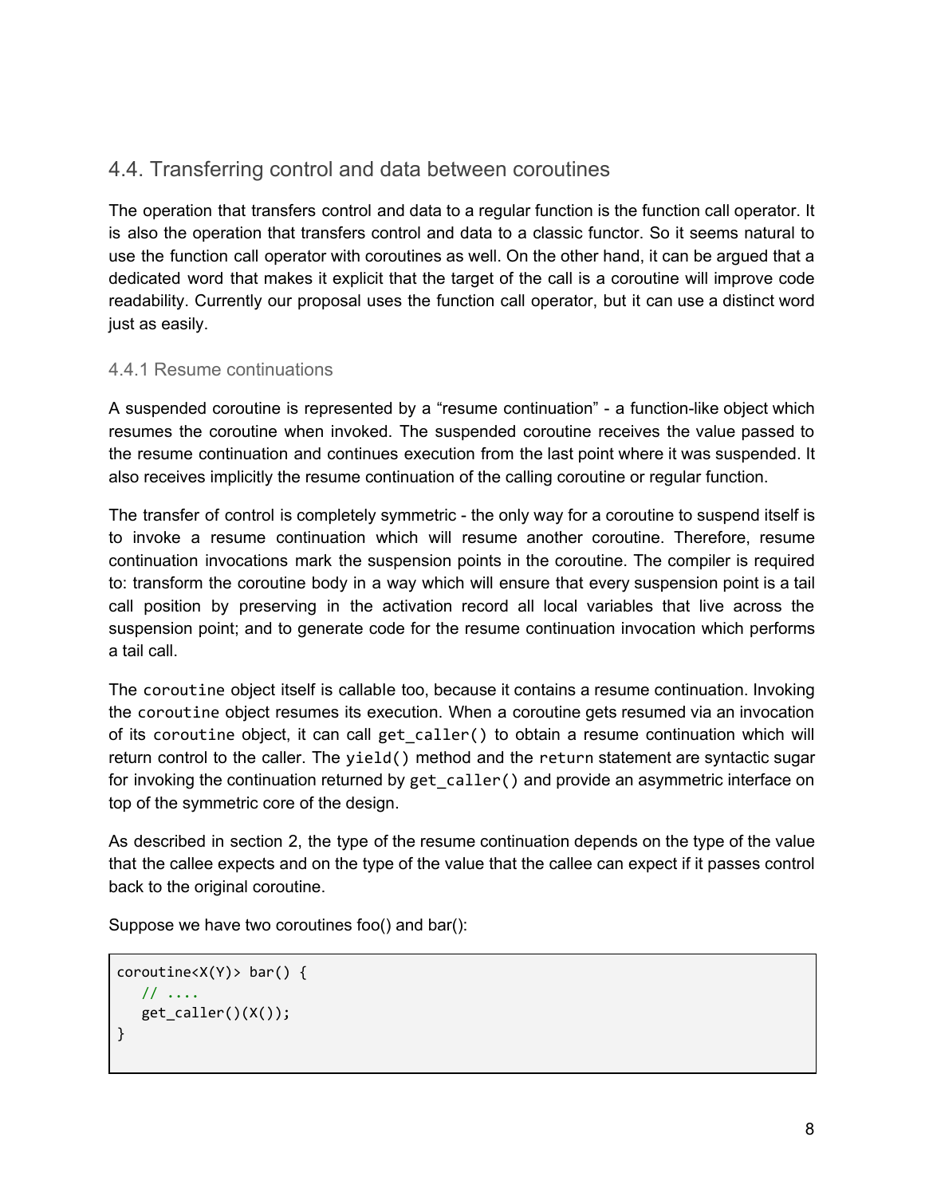## 4.4. Transferring control and data between coroutines

The operation that transfers control and data to a regular function is the function call operator. It is also the operation that transfers control and data to a classic functor. So it seems natural to use the function call operator with coroutines as well. On the other hand, it can be argued that a dedicated word that makes it explicit that the target of the call is a coroutine will improve code readability. Currently our proposal uses the function call operator, but it can use a distinct word just as easily.

### 4.4.1 Resume continuations

A suspended coroutine is represented by a "resume continuation" - a function-like object which resumes the coroutine when invoked. The suspended coroutine receives the value passed to the resume continuation and continues execution from the last point where it was suspended. It also receives implicitly the resume continuation of the calling coroutine or regular function.

The transfer of control is completely symmetric - the only way for a coroutine to suspend itself is to invoke a resume continuation which will resume another coroutine. Therefore, resume continuation invocations mark the suspension points in the coroutine. The compiler is required to: transform the coroutine body in a way which will ensure that every suspension point is a tail call position by preserving in the activation record all local variables that live across the suspension point; and to generate code for the resume continuation invocation which performs a tail call.

The `coroutine` object itself is callable too, because it contains a resume continuation. Invoking the `coroutine` object resumes its execution. When a coroutine gets resumed via an invocation of its `coroutine` object, it can call `get_caller()` to obtain a resume continuation which will return control to the caller. The `yield()` method and the `return` statement are syntactic sugar for invoking the continuation returned by `get_caller()` and provide an asymmetric interface on top of the symmetric core of the design.

As described in section 2, the type of the resume continuation depends on the type of the value that the callee expects and on the type of the value that the callee can expect if it passes control back to the original coroutine.

Suppose we have two coroutines foo() and bar():

```
coroutine<X(Y)> bar() {
   // ....
   get_caller()(X());
}
```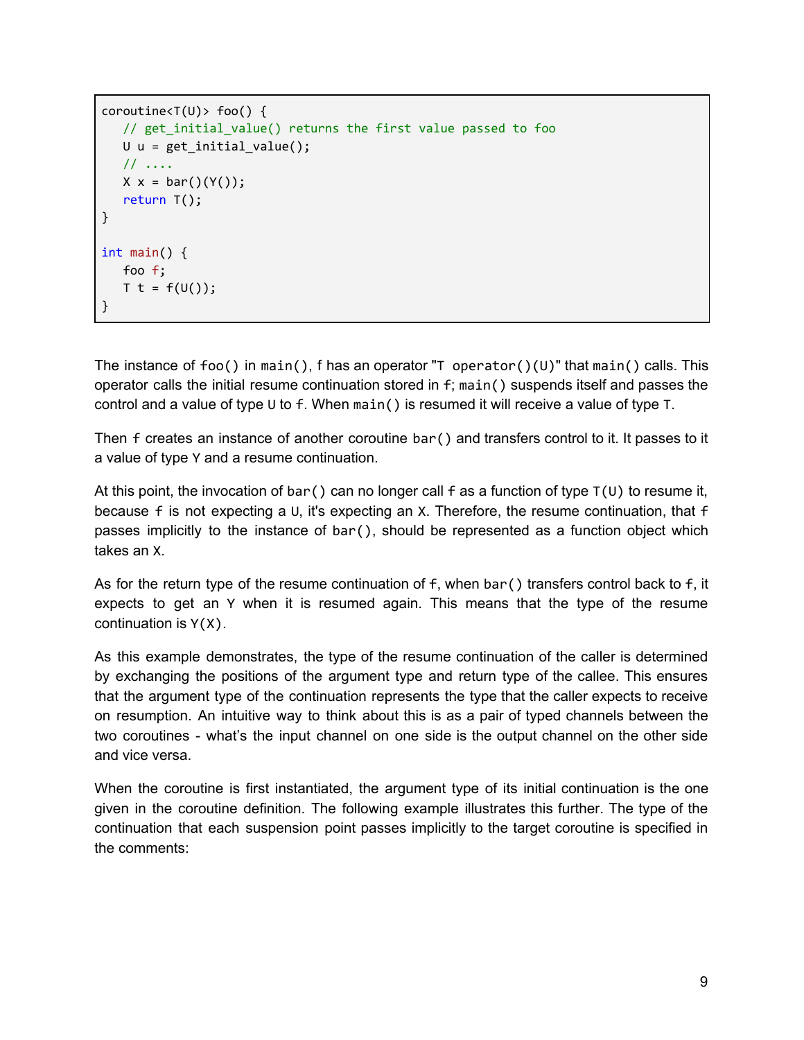```
coroutine<T(U)> foo() {
   // get_initial_value() returns the first value passed to foo
   U u = get_initial_value();
   // ....
   X x = bar()(Y());
   return T();
}

int main() {
   foo f;
   T t = f(U());
}
```

The instance of `foo()` in `main()`, f has an operator "`T operator()(U)`" that `main()` calls. This operator calls the initial resume continuation stored in `f`; `main()` suspends itself and passes the control and a value of type `U` to `f`. When `main()` is resumed it will receive a value of type `T`.

Then `f` creates an instance of another coroutine `bar()` and transfers control to it. It passes to it a value of type `Y` and a resume continuation.

At this point, the invocation of `bar()` can no longer call `f` as a function of type `T(U)` to resume it, because `f` is not expecting a `U`, it's expecting an `X`. Therefore, the resume continuation, that `f` passes implicitly to the instance of `bar()`, should be represented as a function object which takes an `X`.

As for the return type of the resume continuation of `f`, when `bar()` transfers control back to `f`, it expects to get an `Y` when it is resumed again. This means that the type of the resume continuation is `Y(X)`.

As this example demonstrates, the type of the resume continuation of the caller is determined by exchanging the positions of the argument type and return type of the callee. This ensures that the argument type of the continuation represents the type that the caller expects to receive on resumption. An intuitive way to think about this is as a pair of typed channels between the two coroutines - what's the input channel on one side is the output channel on the other side and vice versa.

When the coroutine is first instantiated, the argument type of its initial continuation is the one given in the coroutine definition. The following example illustrates this further. The type of the continuation that each suspension point passes implicitly to the target coroutine is specified in the comments: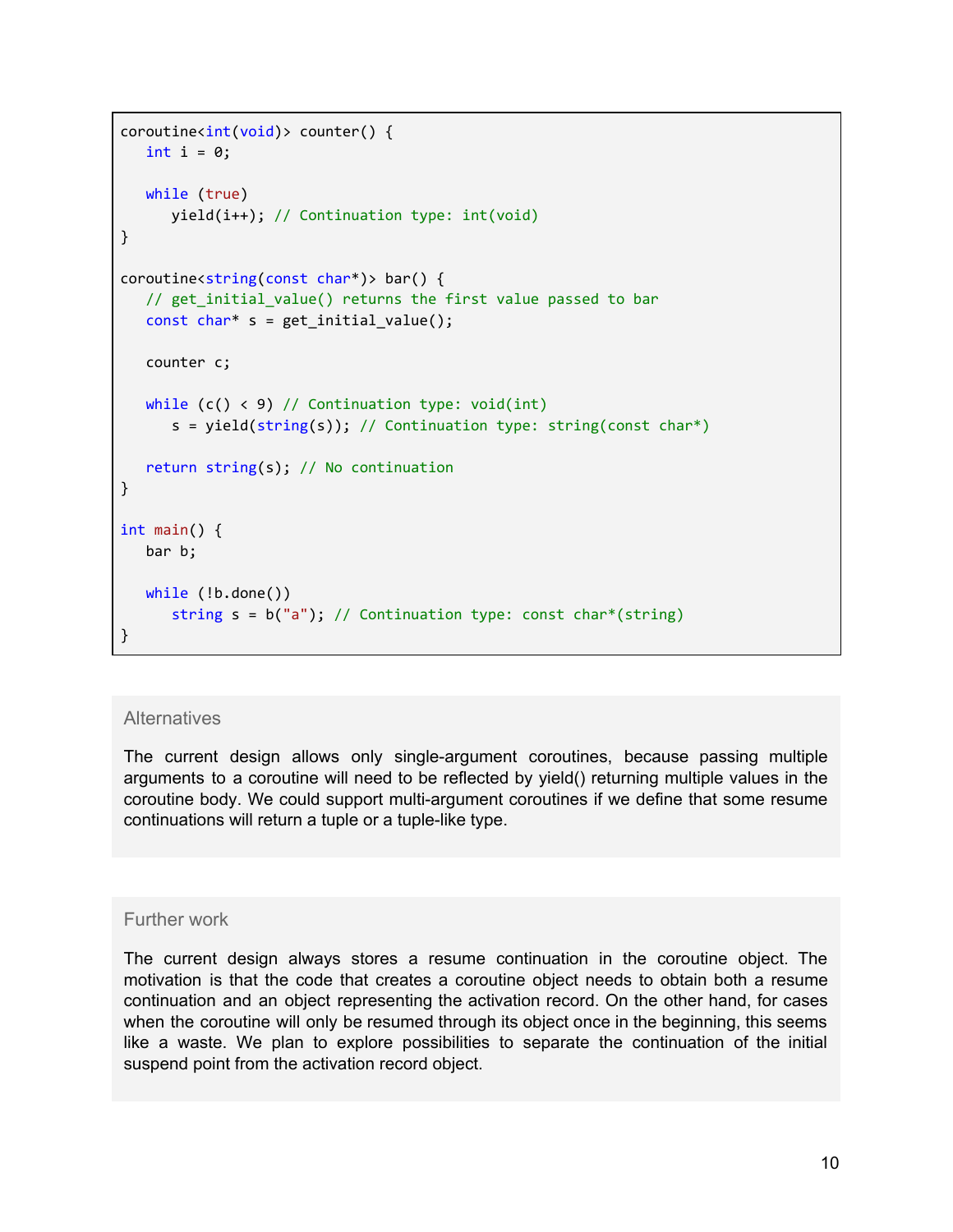```
coroutine<int(void)> counter() {
   int i = 0;

   while (true)
      yield(i++); // Continuation type: int(void)
}

coroutine<string(const char*)> bar() {
   // get_initial_value() returns the first value passed to bar
   const char* s = get_initial_value();

   counter c;

   while (c() < 9) // Continuation type: void(int)
      s = yield(string(s)); // Continuation type: string(const char*)

   return string(s); // No continuation
}

int main() {
   bar b;

   while (!b.done())
      string s = b("a"); // Continuation type: const char*(string)
}
```

### Alternatives

The current design allows only single-argument coroutines, because passing multiple arguments to a coroutine will need to be reflected by yield() returning multiple values in the coroutine body. We could support multi-argument coroutines if we define that some resume continuations will return a tuple or a tuple-like type.

### Further work

The current design always stores a resume continuation in the coroutine object. The motivation is that the code that creates a coroutine object needs to obtain both a resume continuation and an object representing the activation record. On the other hand, for cases when the coroutine will only be resumed through its object once in the beginning, this seems like a waste. We plan to explore possibilities to separate the continuation of the initial suspend point from the activation record object.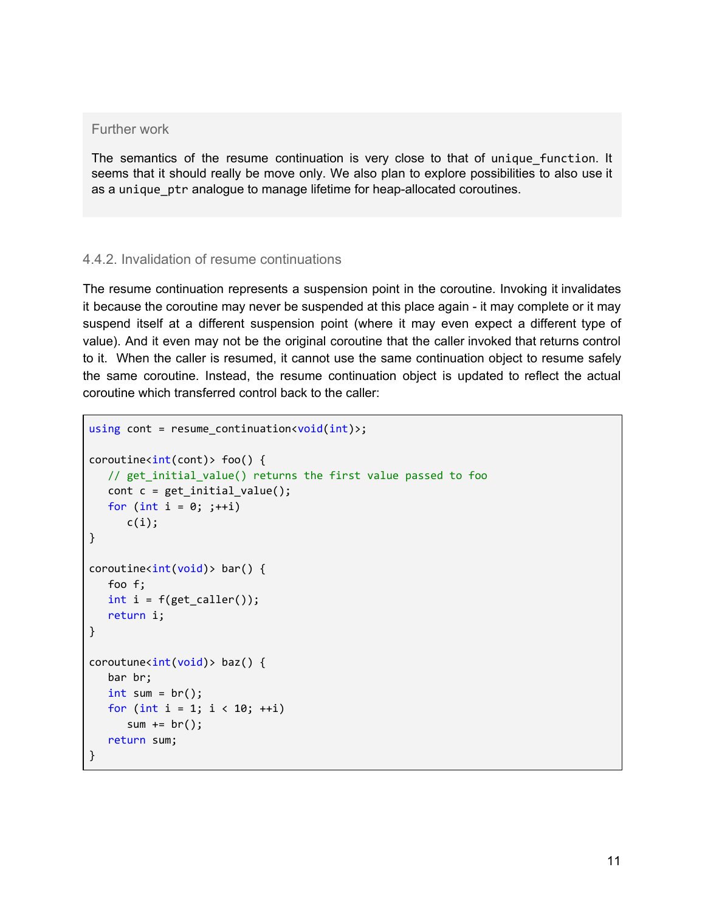Further work

The semantics of the resume continuation is very close to that of `unique_function`. It seems that it should really be move only. We also plan to explore possibilities to also use it as a `unique_ptr` analogue to manage lifetime for heap-allocated coroutines.

### 4.4.2. Invalidation of resume continuations

The resume continuation represents a suspension point in the coroutine. Invoking it invalidates it because the coroutine may never be suspended at this place again - it may complete or it may suspend itself at a different suspension point (where it may even expect a different type of value). And it even may not be the original coroutine that the caller invoked that returns control to it. When the caller is resumed, it cannot use the same continuation object to resume safely the same coroutine. Instead, the resume continuation object is updated to reflect the actual coroutine which transferred control back to the caller:

```
using cont = resume_continuation<void(int)>;

coroutine<int(cont)> foo() {
   // get_initial_value() returns the first value passed to foo
   cont c = get_initial_value();
   for (int i = 0; ;++i)
      c(i);
}

coroutine<int(void)> bar() {
   foo f;
   int i = f(get_caller());
   return i;
}

coroutune<int(void)> baz() {
   bar br;
   int sum = br();
   for (int i = 1; i < 10; ++i)
      sum += br();
   return sum;
}
```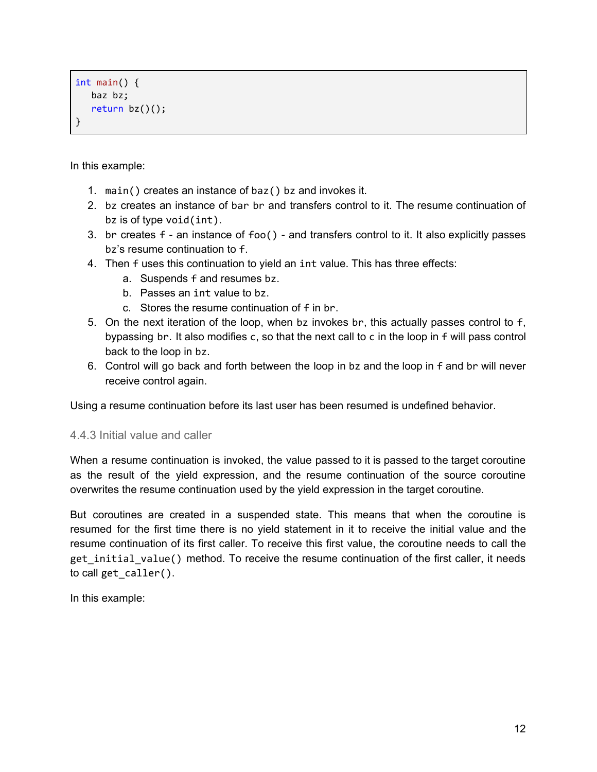```
int main() {
   baz bz;
   return bz()();
}
```

In this example:

1. `main()` creates an instance of `baz()` `bz` and invokes it.
2. `bz` creates an instance of `bar` `br` and transfers control to it. The resume continuation of `bz` is of type `void(int)`.
3. `br` creates `f` - an instance of `foo()` - and transfers control to it. It also explicitly passes `bz`'s resume continuation to `f`.
4. Then `f` uses this continuation to yield an `int` value. This has three effects:
   a. Suspends `f` and resumes `bz`.
   b. Passes an `int` value to `bz`.
   c. Stores the resume continuation of `f` in `br`.
5. On the next iteration of the loop, when `bz` invokes `br`, this actually passes control to `f`, bypassing `br`. It also modifies `c`, so that the next call to `c` in the loop in `f` will pass control back to the loop in `bz`.
6. Control will go back and forth between the loop in `bz` and the loop in `f` and `br` will never receive control again.

Using a resume continuation before its last user has been resumed is undefined behavior.

### 4.4.3 Initial value and caller

When a resume continuation is invoked, the value passed to it is passed to the target coroutine as the result of the yield expression, and the resume continuation of the source coroutine overwrites the resume continuation used by the yield expression in the target coroutine.

But coroutines are created in a suspended state. This means that when the coroutine is resumed for the first time there is no yield statement in it to receive the initial value and the resume continuation of its first caller. To receive this first value, the coroutine needs to call the `get_initial_value()` method. To receive the resume continuation of the first caller, it needs to call `get_caller()`.

In this example: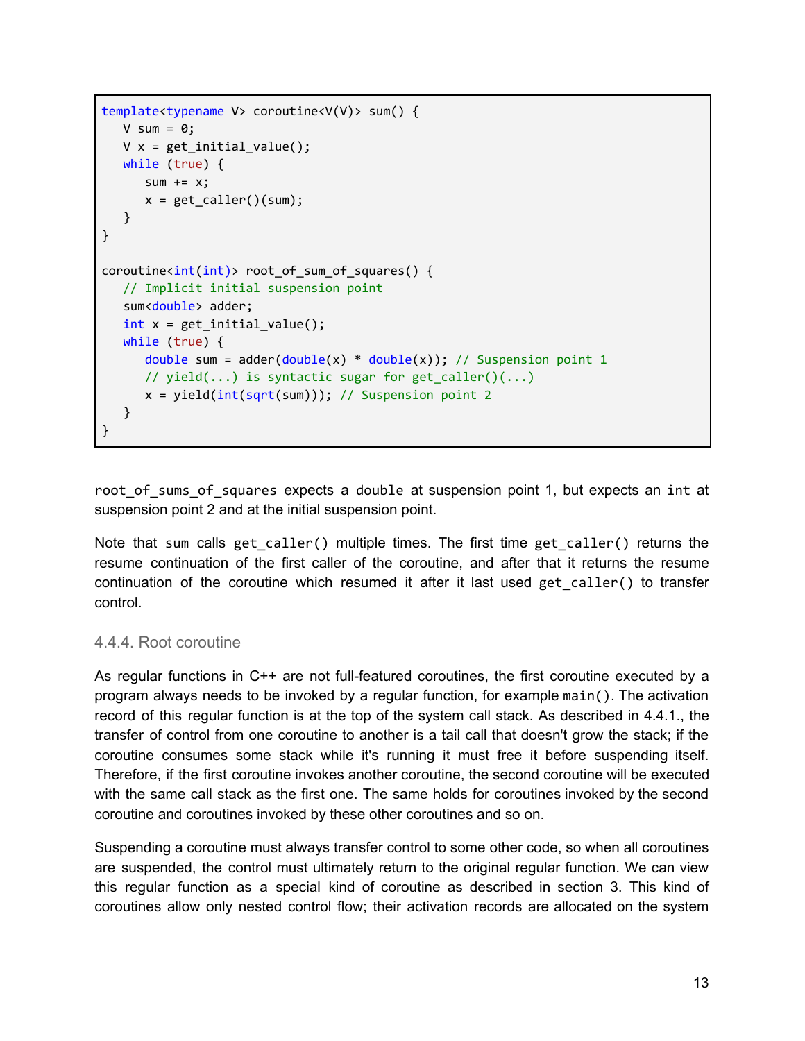```
template<typename V> coroutine<V(V)> sum() {
   V sum = 0;
   V x = get_initial_value();
   while (true) {
      sum += x;
      x = get_caller()(sum);
   }
}

coroutine<int(int)> root_of_sum_of_squares() {
   // Implicit initial suspension point
   sum<double> adder;
   int x = get_initial_value();
   while (true) {
      double sum = adder(double(x) * double(x)); // Suspension point 1
      // yield(...) is syntactic sugar for get_caller()(...)
      x = yield(int(sqrt(sum))); // Suspension point 2
   }
}
```

`root_of_sums_of_squares` expects a `double` at suspension point 1, but expects an `int` at suspension point 2 and at the initial suspension point.

Note that `sum` calls `get_caller()` multiple times. The first time `get_caller()` returns the resume continuation of the first caller of the coroutine, and after that it returns the resume continuation of the coroutine which resumed it after it last used `get_caller()` to transfer control.

### 4.4.4. Root coroutine

As regular functions in C++ are not full-featured coroutines, the first coroutine executed by a program always needs to be invoked by a regular function, for example `main()`. The activation record of this regular function is at the top of the system call stack. As described in 4.4.1., the transfer of control from one coroutine to another is a tail call that doesn't grow the stack; if the coroutine consumes some stack while it's running it must free it before suspending itself. Therefore, if the first coroutine invokes another coroutine, the second coroutine will be executed with the same call stack as the first one. The same holds for coroutines invoked by the second coroutine and coroutines invoked by these other coroutines and so on.

Suspending a coroutine must always transfer control to some other code, so when all coroutines are suspended, the control must ultimately return to the original regular function. We can view this regular function as a special kind of coroutine as described in section 3. This kind of coroutines allow only nested control flow; their activation records are allocated on the system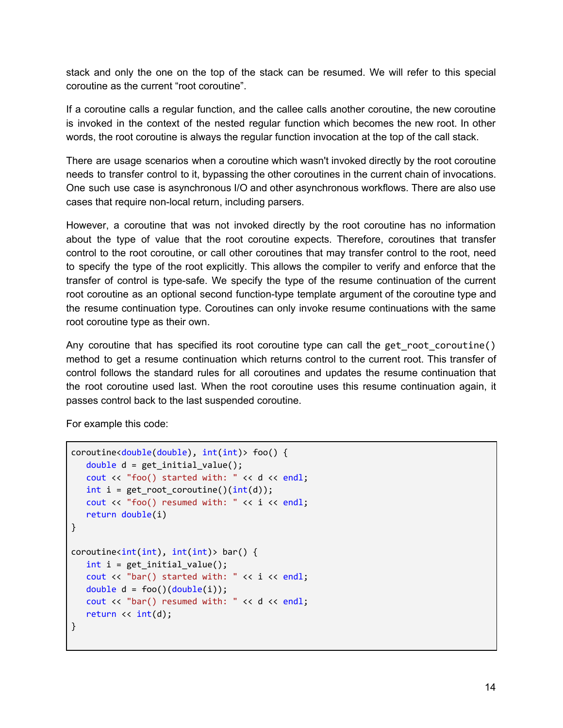stack and only the one on the top of the stack can be resumed. We will refer to this special coroutine as the current “root coroutine”.

If a coroutine calls a regular function, and the callee calls another coroutine, the new coroutine is invoked in the context of the nested regular function which becomes the new root. In other words, the root coroutine is always the regular function invocation at the top of the call stack.

There are usage scenarios when a coroutine which wasn't invoked directly by the root coroutine needs to transfer control to it, bypassing the other coroutines in the current chain of invocations. One such use case is asynchronous I/O and other asynchronous workflows. There are also use cases that require non-local return, including parsers.

However, a coroutine that was not invoked directly by the root coroutine has no information about the type of value that the root coroutine expects. Therefore, coroutines that transfer control to the root coroutine, or call other coroutines that may transfer control to the root, need to specify the type of the root explicitly. This allows the compiler to verify and enforce that the transfer of control is type-safe. We specify the type of the resume continuation of the current root coroutine as an optional second function-type template argument of the coroutine type and the resume continuation type. Coroutines can only invoke resume continuations with the same root coroutine type as their own.

Any coroutine that has specified its root coroutine type can call the `get_root_coroutine()` method to get a resume continuation which returns control to the current root. This transfer of control follows the standard rules for all coroutines and updates the resume continuation that the root coroutine used last. When the root coroutine uses this resume continuation again, it passes control back to the last suspended coroutine.

For example this code:

```
coroutine<double(double), int(int)> foo() {
   double d = get_initial_value();
   cout << "foo() started with: " << d << endl;
   int i = get_root_coroutine()(int(d));
   cout << "foo() resumed with: " << i << endl;
   return double(i)
}

coroutine<int(int), int(int)> bar() {
   int i = get_initial_value();
   cout << "bar() started with: " << i << endl;
   double d = foo()(double(i));
   cout << "bar() resumed with: " << d << endl;
   return << int(d);
}
```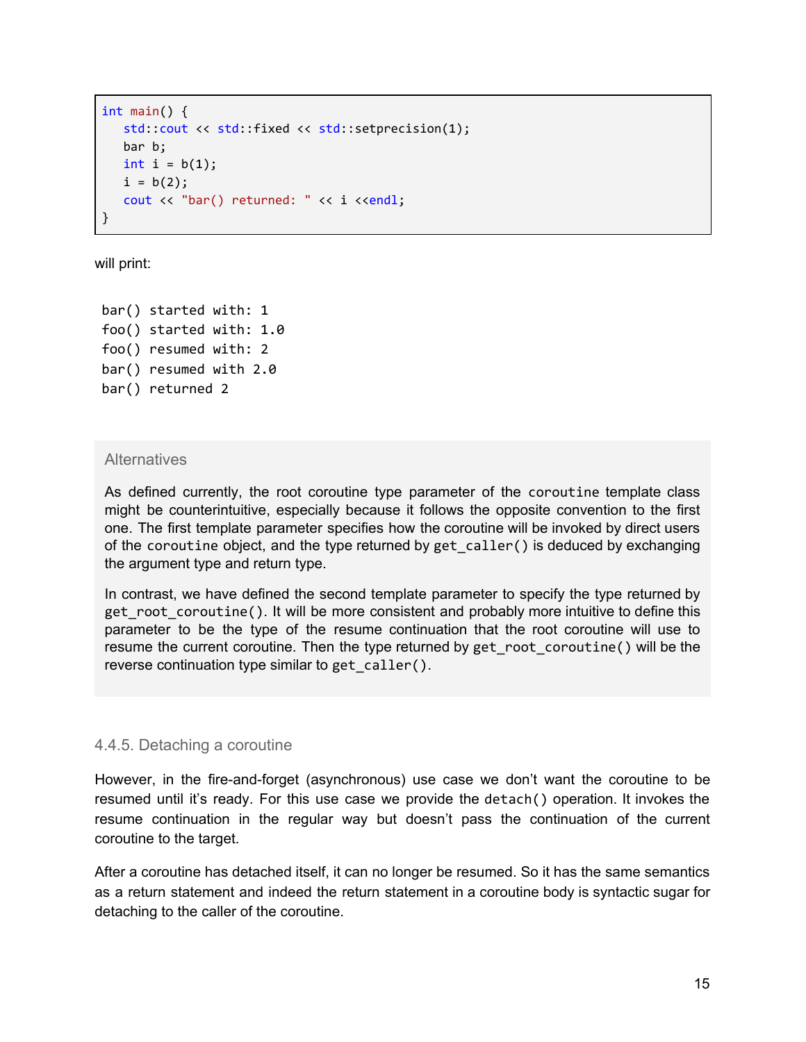```cpp
int main() {
   std::cout << std::fixed << std::setprecision(1);
   bar b;
   int i = b(1);
   i = b(2);
   cout << "bar() returned: " << i <<endl;
}
```

will print:

```
bar() started with: 1
foo() started with: 1.0
foo() resumed with: 2
bar() resumed with 2.0
bar() returned 2
```

> Alternatives
>
> As defined currently, the root coroutine type parameter of the `coroutine` template class might be counterintuitive, especially because it follows the opposite convention to the first one. The first template parameter specifies how the coroutine will be invoked by direct users of the `coroutine` object, and the type returned by `get_caller()` is deduced by exchanging the argument type and return type.
>
> In contrast, we have defined the second template parameter to specify the type returned by `get_root_coroutine()`. It will be more consistent and probably more intuitive to define this parameter to be the type of the resume continuation that the root coroutine will use to resume the current coroutine. Then the type returned by `get_root_coroutine()` will be the reverse continuation type similar to `get_caller()`.

#### 4.4.5. Detaching a coroutine

However, in the fire-and-forget (asynchronous) use case we don't want the coroutine to be resumed until it's ready. For this use case we provide the `detach()` operation. It invokes the resume continuation in the regular way but doesn't pass the continuation of the current coroutine to the target.

After a coroutine has detached itself, it can no longer be resumed. So it has the same semantics as a return statement and indeed the return statement in a coroutine body is syntactic sugar for detaching to the caller of the coroutine.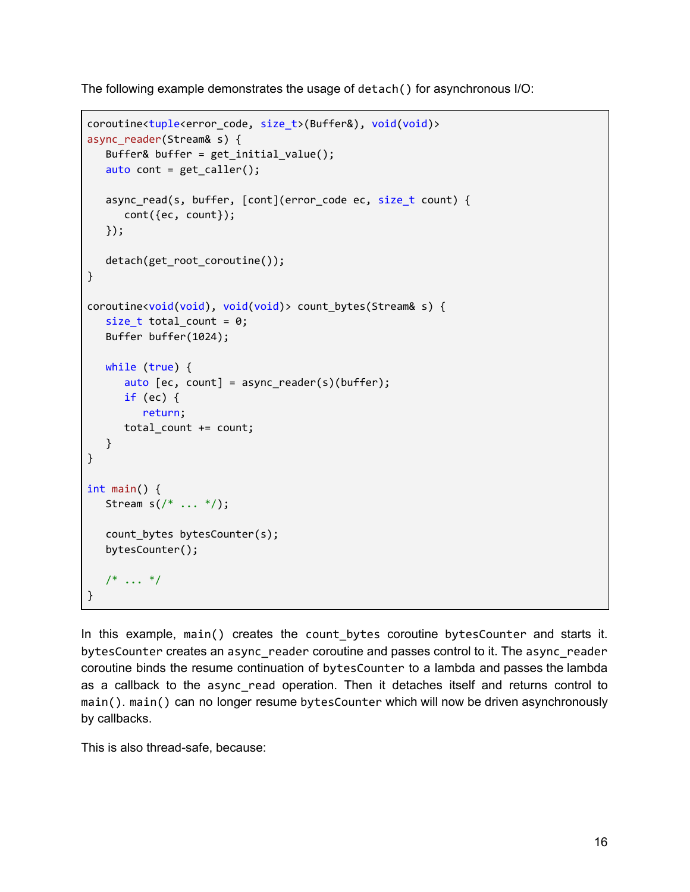The following example demonstrates the usage of `detach()` for asynchronous I/O:

```
coroutine<tuple<error_code, size_t>(Buffer&), void(void)>
async_reader(Stream& s) {
   Buffer& buffer = get_initial_value();
   auto cont = get_caller();

   async_read(s, buffer, [cont](error_code ec, size_t count) {
      cont({ec, count});
   });

   detach(get_root_coroutine());
}

coroutine<void(void), void(void)> count_bytes(Stream& s) {
   size_t total_count = 0;
   Buffer buffer(1024);

   while (true) {
      auto [ec, count] = async_reader(s)(buffer);
      if (ec) {
         return;
      total_count += count;
   }
}

int main() {
   Stream s(/* ... */);

   count_bytes bytesCounter(s);
   bytesCounter();

   /* ... */
}
```

In this example, `main()` creates the `count_bytes` coroutine `bytesCounter` and starts it. `bytesCounter` creates an `async_reader` coroutine and passes control to it. The `async_reader` coroutine binds the resume continuation of `bytesCounter` to a lambda and passes the lambda as a callback to the `async_read` operation. Then it detaches itself and returns control to `main()`. `main()` can no longer resume `bytesCounter` which will now be driven asynchronously by callbacks.

This is also thread-safe, because: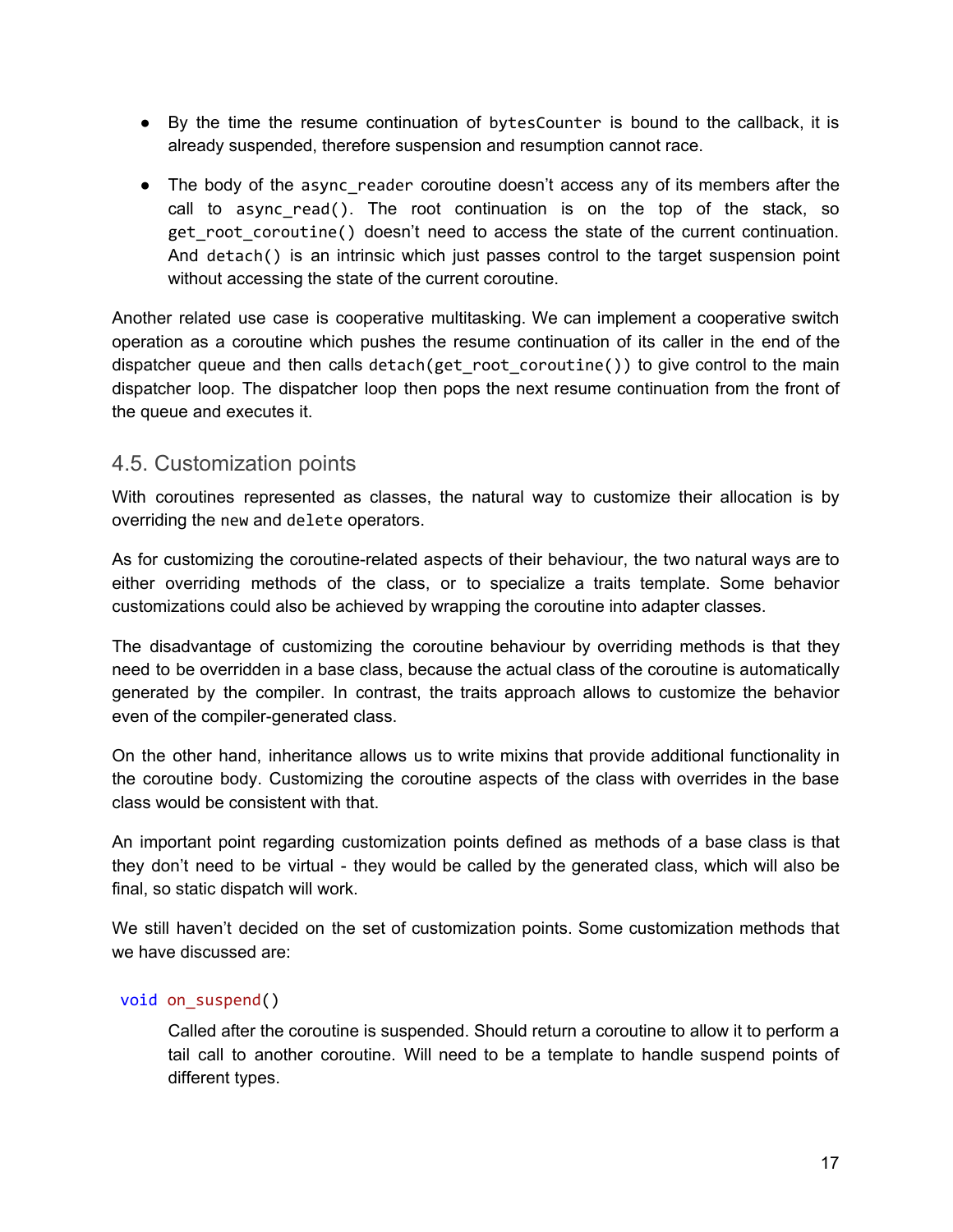- By the time the resume continuation of `bytesCounter` is bound to the callback, it is already suspended, therefore suspension and resumption cannot race.
- The body of the `async_reader` coroutine doesn't access any of its members after the call to `async_read()`. The root continuation is on the top of the stack, so `get_root_coroutine()` doesn't need to access the state of the current continuation. And `detach()` is an intrinsic which just passes control to the target suspension point without accessing the state of the current coroutine.

Another related use case is cooperative multitasking. We can implement a cooperative switch operation as a coroutine which pushes the resume continuation of its caller in the end of the dispatcher queue and then calls `detach(get_root_coroutine())` to give control to the main dispatcher loop. The dispatcher loop then pops the next resume continuation from the front of the queue and executes it.

## 4.5. Customization points

With coroutines represented as classes, the natural way to customize their allocation is by overriding the `new` and `delete` operators.

As for customizing the coroutine-related aspects of their behaviour, the two natural ways are to either overriding methods of the class, or to specialize a traits template. Some behavior customizations could also be achieved by wrapping the coroutine into adapter classes.

The disadvantage of customizing the coroutine behaviour by overriding methods is that they need to be overridden in a base class, because the actual class of the coroutine is automatically generated by the compiler. In contrast, the traits approach allows to customize the behavior even of the compiler-generated class.

On the other hand, inheritance allows us to write mixins that provide additional functionality in the coroutine body. Customizing the coroutine aspects of the class with overrides in the base class would be consistent with that.

An important point regarding customization points defined as methods of a base class is that they don't need to be virtual - they would be called by the generated class, which will also be final, so static dispatch will work.

We still haven't decided on the set of customization points. Some customization methods that we have discussed are:

```
void on_suspend()
```

Called after the coroutine is suspended. Should return a coroutine to allow it to perform a tail call to another coroutine. Will need to be a template to handle suspend points of different types.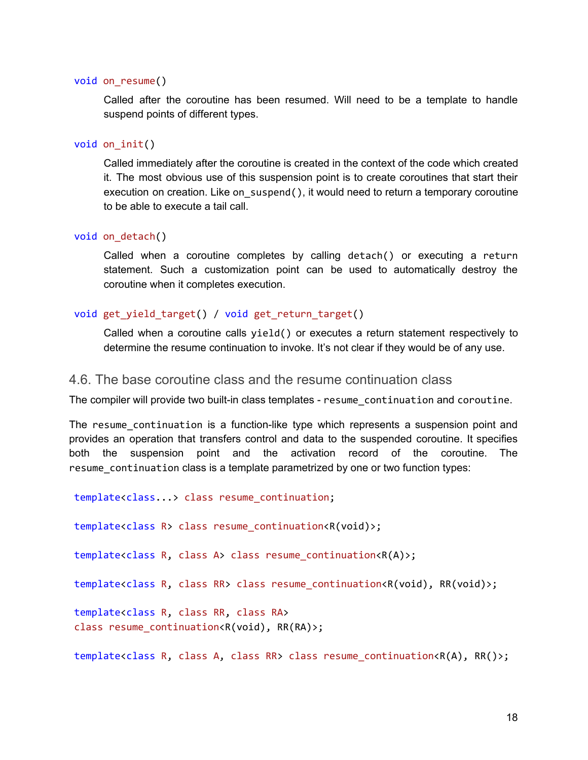```
void on_resume()
```

Called after the coroutine has been resumed. Will need to be a template to handle suspend points of different types.

```
void on_init()
```

Called immediately after the coroutine is created in the context of the code which created it. The most obvious use of this suspension point is to create coroutines that start their execution on creation. Like `on_suspend()`, it would need to return a temporary coroutine to be able to execute a tail call.

```
void on_detach()
```

Called when a coroutine completes by calling `detach()` or executing a `return` statement. Such a customization point can be used to automatically destroy the coroutine when it completes execution.

```
void get_yield_target() / void get_return_target()
```

Called when a coroutine calls `yield()` or executes a return statement respectively to determine the resume continuation to invoke. It's not clear if they would be of any use.

## 4.6. The base coroutine class and the resume continuation class

The compiler will provide two built-in class templates - `resume_continuation` and `coroutine`.

The `resume_continuation` is a function-like type which represents a suspension point and provides an operation that transfers control and data to the suspended coroutine. It specifies both the suspension point and the activation record of the coroutine. The `resume_continuation` class is a template parametrized by one or two function types:

```
template<class...> class resume_continuation;

template<class R> class resume_continuation<R(void)>;

template<class R, class A> class resume_continuation<R(A)>;

template<class R, class RR> class resume_continuation<R(void), RR(void)>;

template<class R, class RR, class RA>
class resume_continuation<R(void), RR(RA)>;

template<class R, class A, class RR> class resume_continuation<R(A), RR()>;
```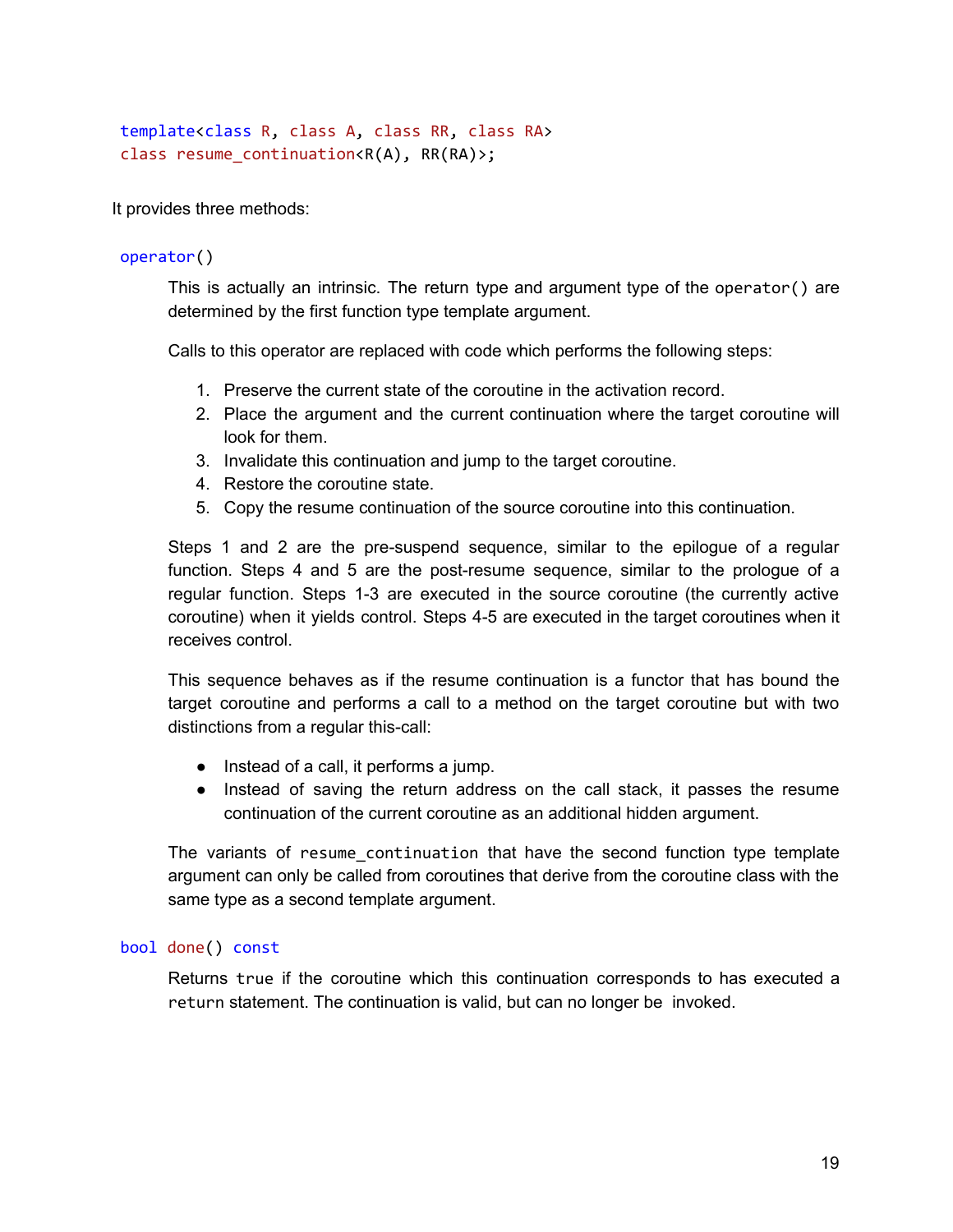```
template<class R, class A, class RR, class RA>
class resume_continuation<R(A), RR(RA)>;
```

It provides three methods:

```
operator()
```

This is actually an intrinsic. The return type and argument type of the `operator()` are determined by the first function type template argument.

Calls to this operator are replaced with code which performs the following steps:

1. Preserve the current state of the coroutine in the activation record.
2. Place the argument and the current continuation where the target coroutine will look for them.
3. Invalidate this continuation and jump to the target coroutine.
4. Restore the coroutine state.
5. Copy the resume continuation of the source coroutine into this continuation.

Steps 1 and 2 are the pre-suspend sequence, similar to the epilogue of a regular function. Steps 4 and 5 are the post-resume sequence, similar to the prologue of a regular function. Steps 1-3 are executed in the source coroutine (the currently active coroutine) when it yields control. Steps 4-5 are executed in the target coroutines when it receives control.

This sequence behaves as if the resume continuation is a functor that has bound the target coroutine and performs a call to a method on the target coroutine but with two distinctions from a regular this-call:

- Instead of a call, it performs a jump.
- Instead of saving the return address on the call stack, it passes the resume continuation of the current coroutine as an additional hidden argument.

The variants of `resume_continuation` that have the second function type template argument can only be called from coroutines that derive from the coroutine class with the same type as a second template argument.

```
bool done() const
```

Returns `true` if the coroutine which this continuation corresponds to has executed a `return` statement. The continuation is valid, but can no longer be invoked.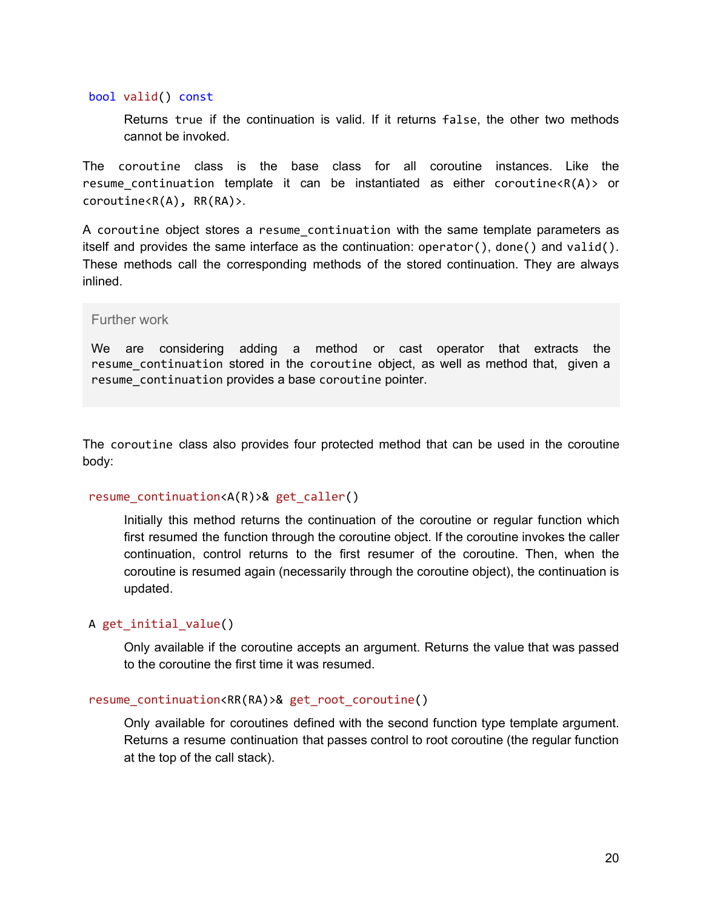`bool valid() const`

> Returns `true` if the continuation is valid. If it returns `false`, the other two methods cannot be invoked.

The `coroutine` class is the base class for all coroutine instances. Like the `resume_continuation` template it can be instantiated as either `coroutine<R(A)>` or `coroutine<R(A), RR(RA)>`.

A `coroutine` object stores a `resume_continuation` with the same template parameters as itself and provides the same interface as the continuation: `operator()`, `done()` and `valid()`. These methods call the corresponding methods of the stored continuation. They are always inlined.

> Further work
>
> We are considering adding a method or cast operator that extracts the `resume_continuation` stored in the `coroutine` object, as well as method that, given a `resume_continuation` provides a base `coroutine` pointer.

The `coroutine` class also provides four protected method that can be used in the coroutine body:

`resume_continuation<A(R)>& get_caller()`

> Initially this method returns the continuation of the coroutine or regular function which first resumed the function through the coroutine object. If the coroutine invokes the caller continuation, control returns to the first resumer of the coroutine. Then, when the coroutine is resumed again (necessarily through the coroutine object), the continuation is updated.

`A get_initial_value()`

> Only available if the coroutine accepts an argument. Returns the value that was passed to the coroutine the first time it was resumed.

`resume_continuation<RR(RA)>& get_root_coroutine()`

> Only available for coroutines defined with the second function type template argument. Returns a resume continuation that passes control to root coroutine (the regular function at the top of the call stack).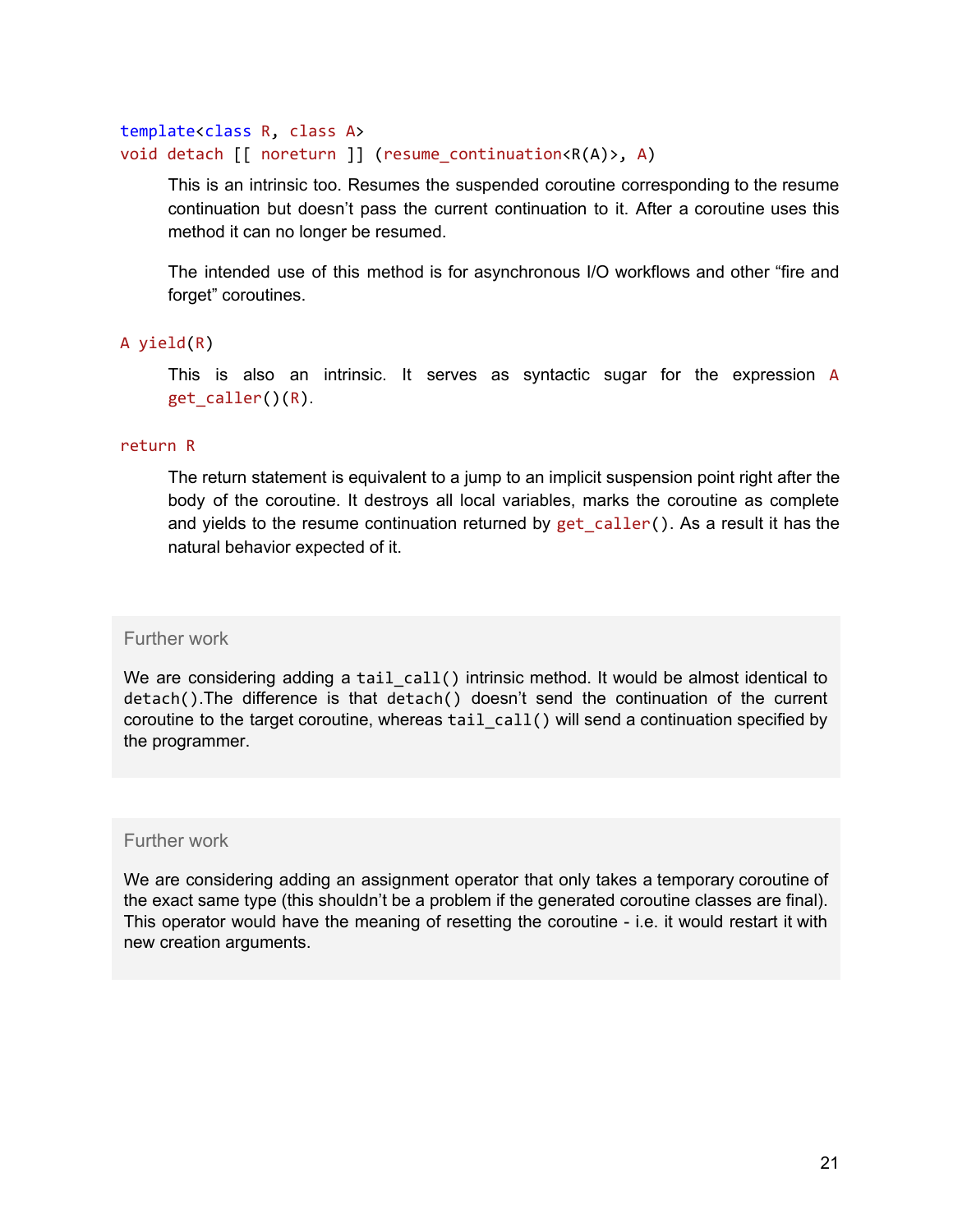```
template<class R, class A>
void detach [[ noreturn ]] (resume_continuation<R(A)>, A)
```

This is an intrinsic too. Resumes the suspended coroutine corresponding to the resume continuation but doesn't pass the current continuation to it. After a coroutine uses this method it can no longer be resumed.

The intended use of this method is for asynchronous I/O workflows and other "fire and forget" coroutines.

```
A yield(R)
```

This is also an intrinsic. It serves as syntactic sugar for the expression `A get_caller()(R)`.

```
return R
```

The return statement is equivalent to a jump to an implicit suspension point right after the body of the coroutine. It destroys all local variables, marks the coroutine as complete and yields to the resume continuation returned by `get_caller()`. As a result it has the natural behavior expected of it.

> Further work
>
> We are considering adding a `tail_call()` intrinsic method. It would be almost identical to `detach()`.The difference is that `detach()` doesn't send the continuation of the current coroutine to the target coroutine, whereas `tail_call()` will send a continuation specified by the programmer.

> Further work
>
> We are considering adding an assignment operator that only takes a temporary coroutine of the exact same type (this shouldn't be a problem if the generated coroutine classes are final). This operator would have the meaning of resetting the coroutine - i.e. it would restart it with new creation arguments.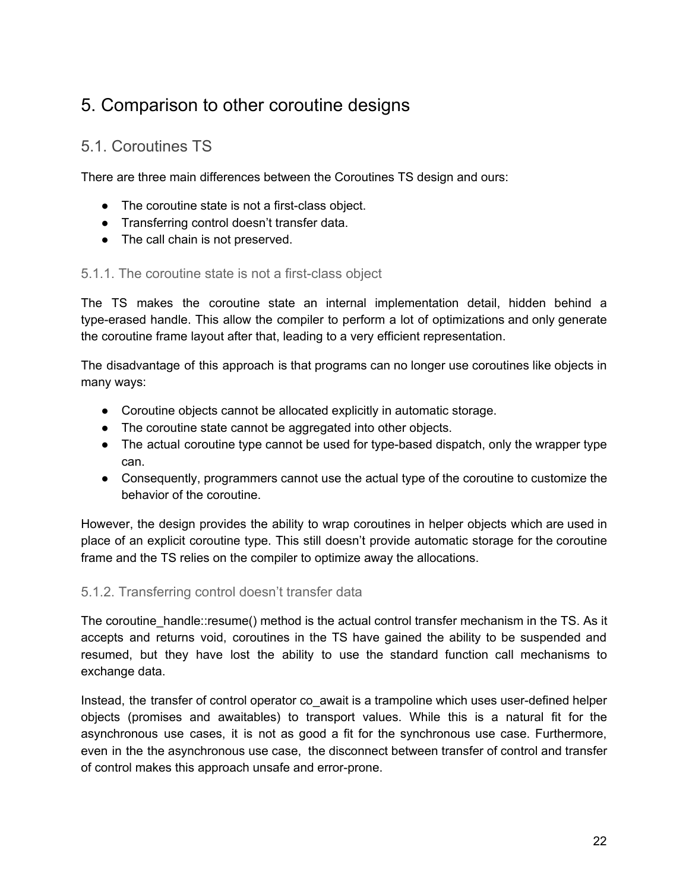# 5. Comparison to other coroutine designs

## 5.1. Coroutines TS

There are three main differences between the Coroutines TS design and ours:

- The coroutine state is not a first-class object.
- Transferring control doesn't transfer data.
- The call chain is not preserved.

### 5.1.1. The coroutine state is not a first-class object

The TS makes the coroutine state an internal implementation detail, hidden behind a type-erased handle. This allow the compiler to perform a lot of optimizations and only generate the coroutine frame layout after that, leading to a very efficient representation.

The disadvantage of this approach is that programs can no longer use coroutines like objects in many ways:

- Coroutine objects cannot be allocated explicitly in automatic storage.
- The coroutine state cannot be aggregated into other objects.
- The actual coroutine type cannot be used for type-based dispatch, only the wrapper type can.
- Consequently, programmers cannot use the actual type of the coroutine to customize the behavior of the coroutine.

However, the design provides the ability to wrap coroutines in helper objects which are used in place of an explicit coroutine type. This still doesn't provide automatic storage for the coroutine frame and the TS relies on the compiler to optimize away the allocations.

### 5.1.2. Transferring control doesn't transfer data

The coroutine_handle::resume() method is the actual control transfer mechanism in the TS. As it accepts and returns void, coroutines in the TS have gained the ability to be suspended and resumed, but they have lost the ability to use the standard function call mechanisms to exchange data.

Instead, the transfer of control operator co_await is a trampoline which uses user-defined helper objects (promises and awaitables) to transport values. While this is a natural fit for the asynchronous use cases, it is not as good a fit for the synchronous use case. Furthermore, even in the the asynchronous use case, the disconnect between transfer of control and transfer of control makes this approach unsafe and error-prone.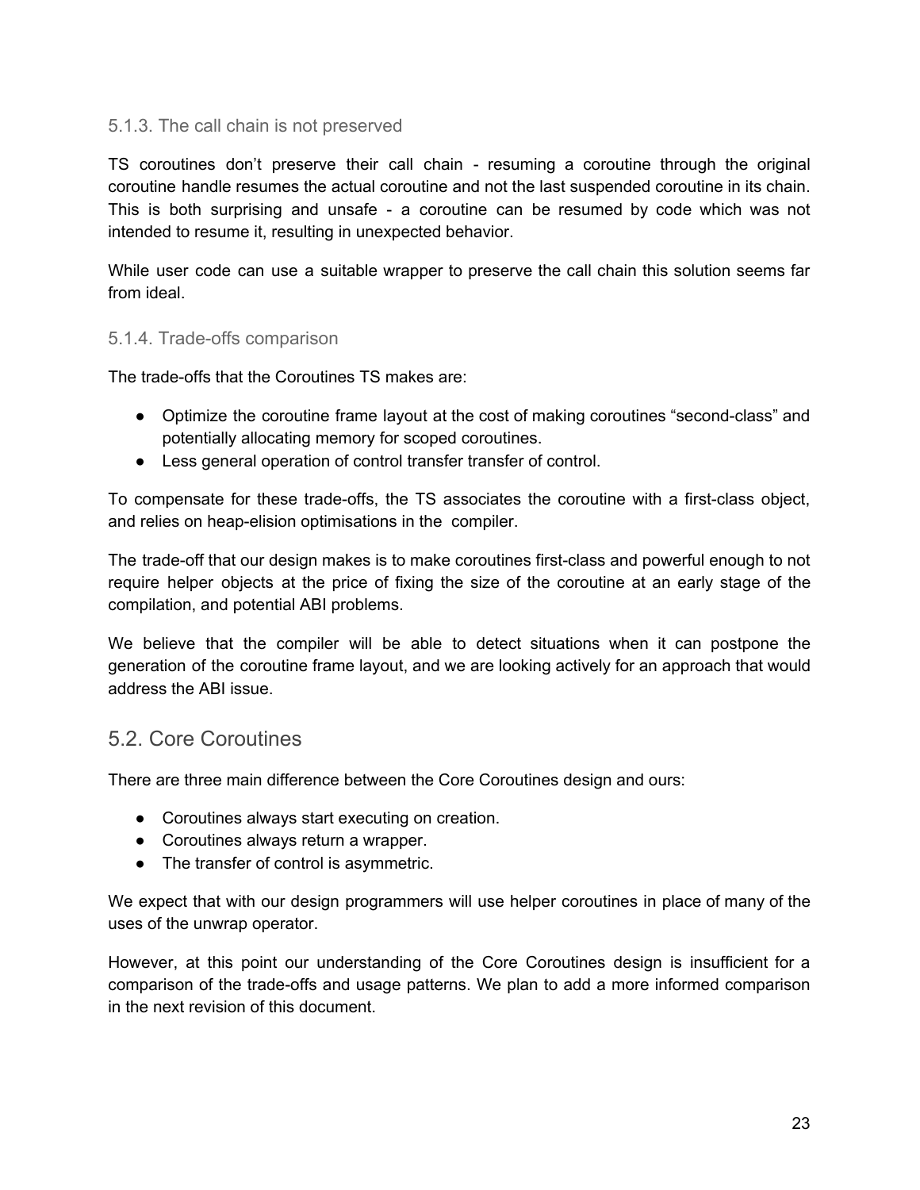### 5.1.3. The call chain is not preserved

TS coroutines don't preserve their call chain - resuming a coroutine through the original coroutine handle resumes the actual coroutine and not the last suspended coroutine in its chain. This is both surprising and unsafe - a coroutine can be resumed by code which was not intended to resume it, resulting in unexpected behavior.

While user code can use a suitable wrapper to preserve the call chain this solution seems far from ideal.

### 5.1.4. Trade-offs comparison

The trade-offs that the Coroutines TS makes are:

- Optimize the coroutine frame layout at the cost of making coroutines "second-class" and potentially allocating memory for scoped coroutines.
- Less general operation of control transfer transfer of control.

To compensate for these trade-offs, the TS associates the coroutine with a first-class object, and relies on heap-elision optimisations in the compiler.

The trade-off that our design makes is to make coroutines first-class and powerful enough to not require helper objects at the price of fixing the size of the coroutine at an early stage of the compilation, and potential ABI problems.

We believe that the compiler will be able to detect situations when it can postpone the generation of the coroutine frame layout, and we are looking actively for an approach that would address the ABI issue.

## 5.2. Core Coroutines

There are three main difference between the Core Coroutines design and ours:

- Coroutines always start executing on creation.
- Coroutines always return a wrapper.
- The transfer of control is asymmetric.

We expect that with our design programmers will use helper coroutines in place of many of the uses of the unwrap operator.

However, at this point our understanding of the Core Coroutines design is insufficient for a comparison of the trade-offs and usage patterns. We plan to add a more informed comparison in the next revision of this document.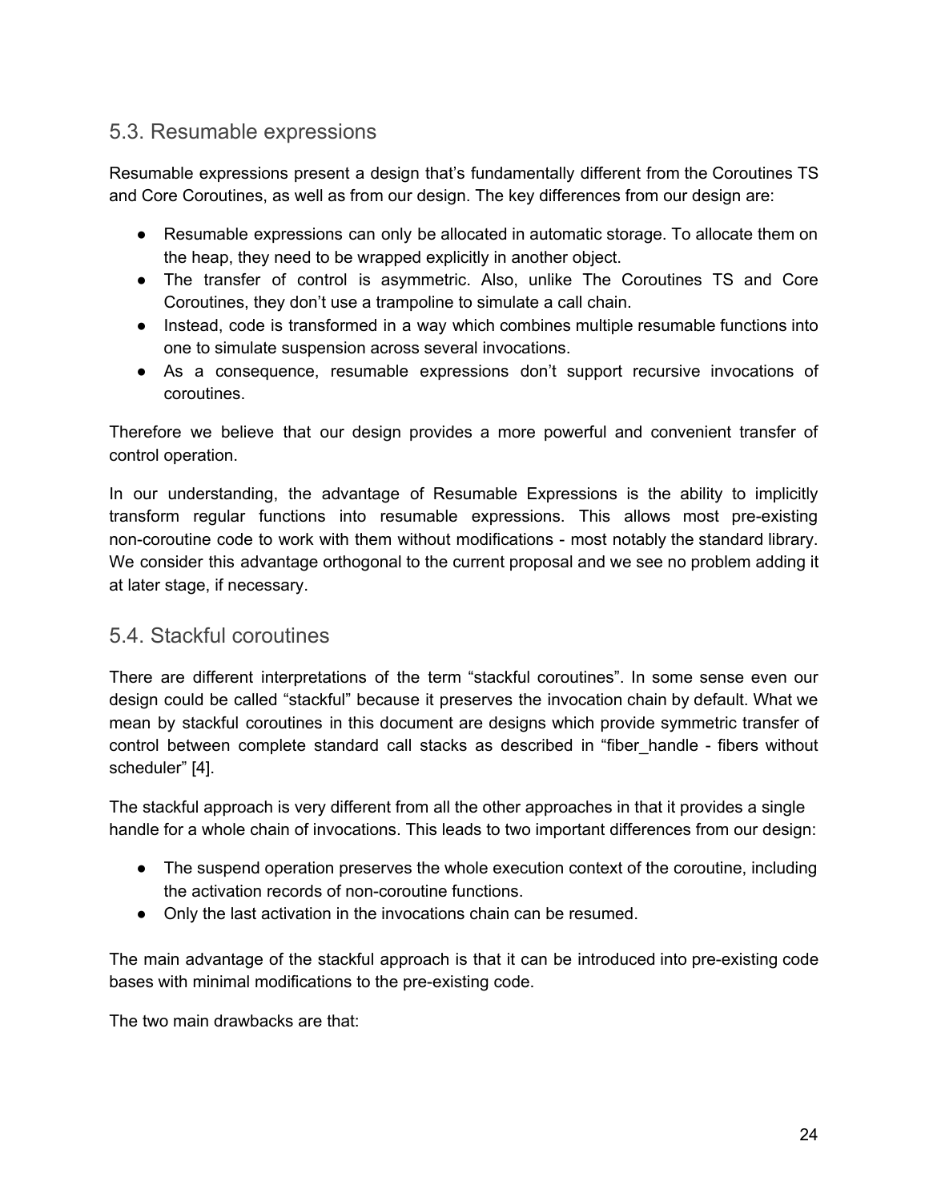## 5.3. Resumable expressions

Resumable expressions present a design that's fundamentally different from the Coroutines TS and Core Coroutines, as well as from our design. The key differences from our design are:

- Resumable expressions can only be allocated in automatic storage. To allocate them on the heap, they need to be wrapped explicitly in another object.
- The transfer of control is asymmetric. Also, unlike The Coroutines TS and Core Coroutines, they don't use a trampoline to simulate a call chain.
- Instead, code is transformed in a way which combines multiple resumable functions into one to simulate suspension across several invocations.
- As a consequence, resumable expressions don't support recursive invocations of coroutines.

Therefore we believe that our design provides a more powerful and convenient transfer of control operation.

In our understanding, the advantage of Resumable Expressions is the ability to implicitly transform regular functions into resumable expressions. This allows most pre-existing non-coroutine code to work with them without modifications - most notably the standard library. We consider this advantage orthogonal to the current proposal and we see no problem adding it at later stage, if necessary.

## 5.4. Stackful coroutines

There are different interpretations of the term "stackful coroutines". In some sense even our design could be called "stackful" because it preserves the invocation chain by default. What we mean by stackful coroutines in this document are designs which provide symmetric transfer of control between complete standard call stacks as described in "fiber_handle - fibers without scheduler" [4].

The stackful approach is very different from all the other approaches in that it provides a single handle for a whole chain of invocations. This leads to two important differences from our design:

- The suspend operation preserves the whole execution context of the coroutine, including the activation records of non-coroutine functions.
- Only the last activation in the invocations chain can be resumed.

The main advantage of the stackful approach is that it can be introduced into pre-existing code bases with minimal modifications to the pre-existing code.

The two main drawbacks are that: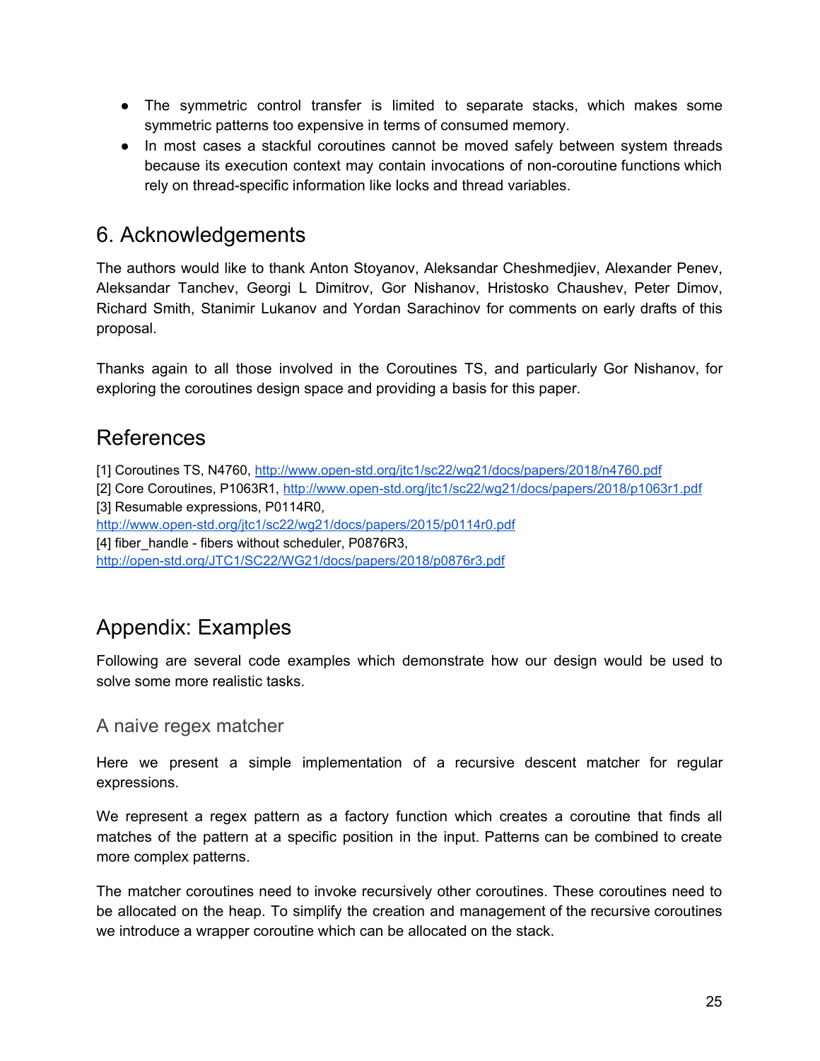- The symmetric control transfer is limited to separate stacks, which makes some symmetric patterns too expensive in terms of consumed memory.
- In most cases a stackful coroutines cannot be moved safely between system threads because its execution context may contain invocations of non-coroutine functions which rely on thread-specific information like locks and thread variables.

# 6. Acknowledgements

The authors would like to thank Anton Stoyanov, Aleksandar Cheshmedjiev, Alexander Penev, Aleksandar Tanchev, Georgi L Dimitrov, Gor Nishanov, Hristosko Chaushev, Peter Dimov, Richard Smith, Stanimir Lukanov and Yordan Sarachinov for comments on early drafts of this proposal.

Thanks again to all those involved in the Coroutines TS, and particularly Gor Nishanov, for exploring the coroutines design space and providing a basis for this paper.

# References

[1] Coroutines TS, N4760, http://www.open-std.org/jtc1/sc22/wg21/docs/papers/2018/n4760.pdf
[2] Core Coroutines, P1063R1, http://www.open-std.org/jtc1/sc22/wg21/docs/papers/2018/p1063r1.pdf
[3] Resumable expressions, P0114R0, http://www.open-std.org/jtc1/sc22/wg21/docs/papers/2015/p0114r0.pdf
[4] fiber_handle - fibers without scheduler, P0876R3, http://open-std.org/JTC1/SC22/WG21/docs/papers/2018/p0876r3.pdf

# Appendix: Examples

Following are several code examples which demonstrate how our design would be used to solve some more realistic tasks.

## A naive regex matcher

Here we present a simple implementation of a recursive descent matcher for regular expressions.

We represent a regex pattern as a factory function which creates a coroutine that finds all matches of the pattern at a specific position in the input. Patterns can be combined to create more complex patterns.

The matcher coroutines need to invoke recursively other coroutines. These coroutines need to be allocated on the heap. To simplify the creation and management of the recursive coroutines we introduce a wrapper coroutine which can be allocated on the stack.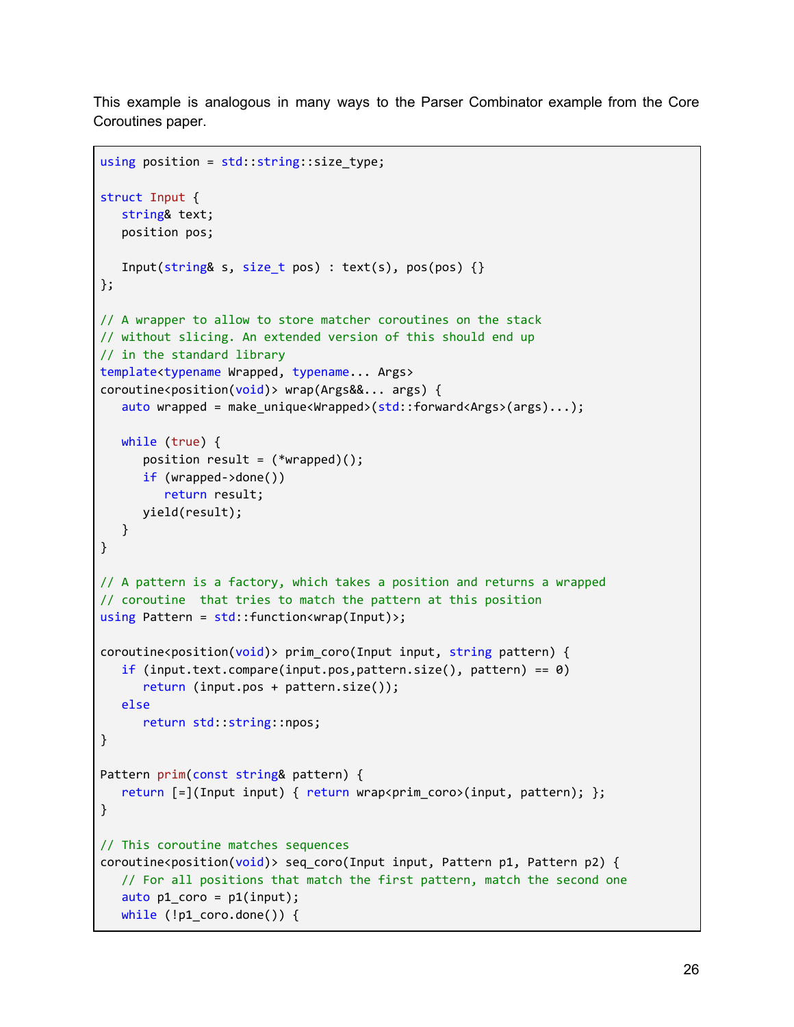This example is analogous in many ways to the Parser Combinator example from the Core Coroutines paper.

```
using position = std::string::size_type;

struct Input {
   string& text;
   position pos;

   Input(string& s, size_t pos) : text(s), pos(pos) {}
};

// A wrapper to allow to store matcher coroutines on the stack
// without slicing. An extended version of this should end up
// in the standard library
template<typename Wrapped, typename... Args>
coroutine<position(void)> wrap(Args&&... args) {
   auto wrapped = make_unique<Wrapped>(std::forward<Args>(args)...);

   while (true) {
      position result = (*wrapped)();
      if (wrapped->done())
         return result;
      yield(result);
   }
}

// A pattern is a factory, which takes a position and returns a wrapped
// coroutine  that tries to match the pattern at this position
using Pattern = std::function<wrap(Input)>;

coroutine<position(void)> prim_coro(Input input, string pattern) {
   if (input.text.compare(input.pos,pattern.size(), pattern) == 0)
      return (input.pos + pattern.size());
   else
      return std::string::npos;
}

Pattern prim(const string& pattern) {
   return [=](Input input) { return wrap<prim_coro>(input, pattern); };
}

// This coroutine matches sequences
coroutine<position(void)> seq_coro(Input input, Pattern p1, Pattern p2) {
   // For all positions that match the first pattern, match the second one
   auto p1_coro = p1(input);
   while (!p1_coro.done()) {
```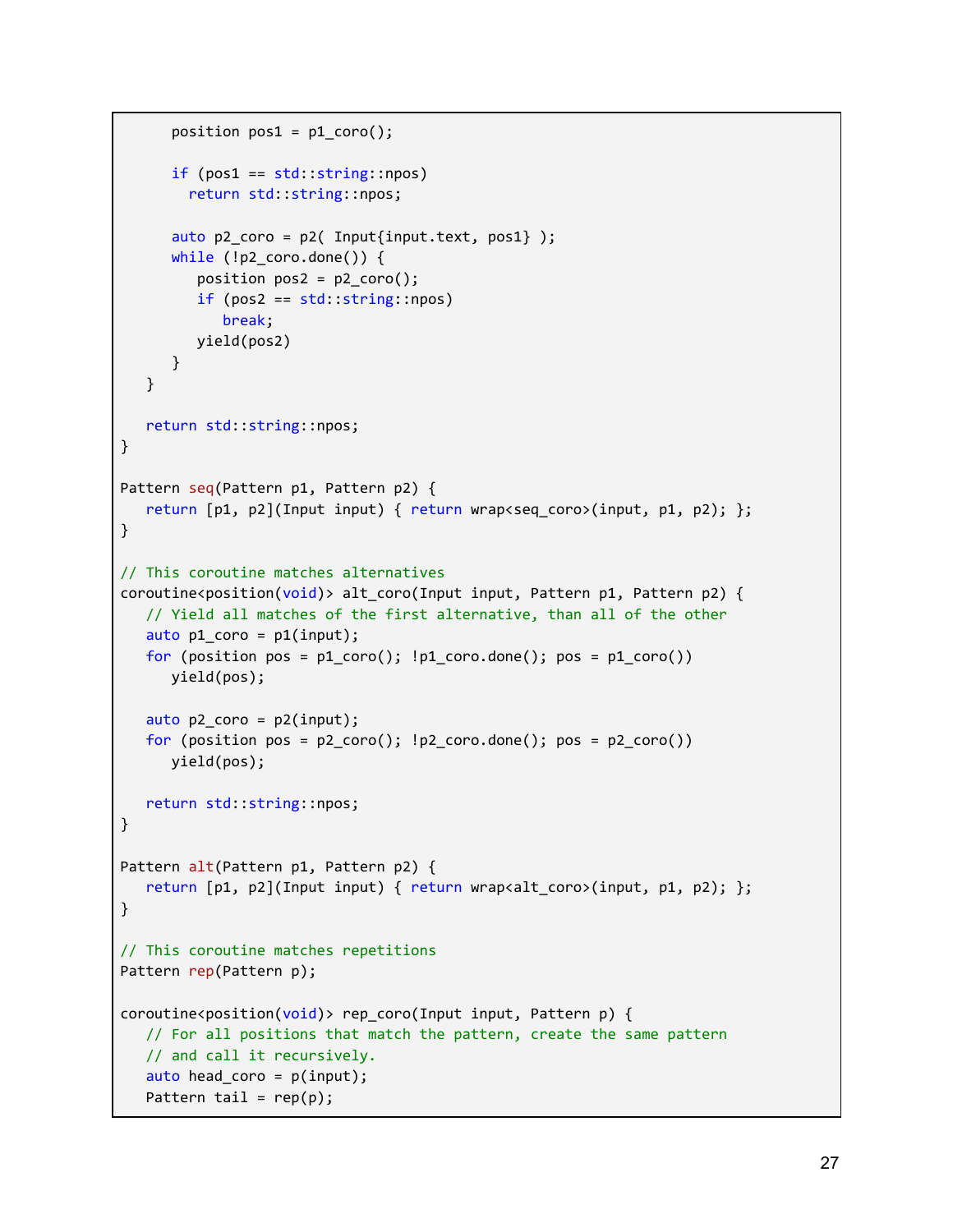```
      position pos1 = p1_coro();

      if (pos1 == std::string::npos)
        return std::string::npos;

      auto p2_coro = p2( Input{input.text, pos1} );
      while (!p2_coro.done()) {
         position pos2 = p2_coro();
         if (pos2 == std::string::npos)
            break;
         yield(pos2)
      }
   }

   return std::string::npos;
}

Pattern seq(Pattern p1, Pattern p2) {
   return [p1, p2](Input input) { return wrap<seq_coro>(input, p1, p2); };
}

// This coroutine matches alternatives
coroutine<position(void)> alt_coro(Input input, Pattern p1, Pattern p2) {
   // Yield all matches of the first alternative, than all of the other
   auto p1_coro = p1(input);
   for (position pos = p1_coro(); !p1_coro.done(); pos = p1_coro())
      yield(pos);

   auto p2_coro = p2(input);
   for (position pos = p2_coro(); !p2_coro.done(); pos = p2_coro())
      yield(pos);

   return std::string::npos;
}

Pattern alt(Pattern p1, Pattern p2) {
   return [p1, p2](Input input) { return wrap<alt_coro>(input, p1, p2); };
}

// This coroutine matches repetitions
Pattern rep(Pattern p);

coroutine<position(void)> rep_coro(Input input, Pattern p) {
   // For all positions that match the pattern, create the same pattern
   // and call it recursively.
   auto head_coro = p(input);
   Pattern tail = rep(p);
```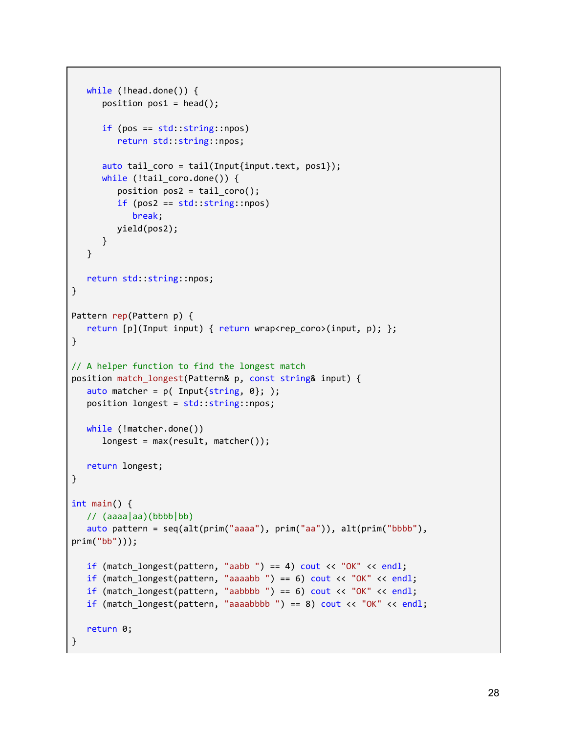```
   while (!head.done()) {
      position pos1 = head();

      if (pos == std::string::npos)
         return std::string::npos;

      auto tail_coro = tail(Input{input.text, pos1});
      while (!tail_coro.done()) {
         position pos2 = tail_coro();
         if (pos2 == std::string::npos)
            break;
         yield(pos2);
      }
   }

   return std::string::npos;
}

Pattern rep(Pattern p) {
   return [p](Input input) { return wrap<rep_coro>(input, p); };
}

// A helper function to find the longest match
position match_longest(Pattern& p, const string& input) {
   auto matcher = p( Input{string, 0}; );
   position longest = std::string::npos;

   while (!matcher.done())
      longest = max(result, matcher());

   return longest;
}

int main() {
   // (aaaa|aa)(bbbb|bb)
   auto pattern = seq(alt(prim("aaaa"), prim("aa")), alt(prim("bbbb"),
prim("bb")));

   if (match_longest(pattern, "aabb ") == 4) cout << "OK" << endl;
   if (match_longest(pattern, "aaaabb ") == 6) cout << "OK" << endl;
   if (match_longest(pattern, "aabbbb ") == 6) cout << "OK" << endl;
   if (match_longest(pattern, "aaaabbbb ") == 8) cout << "OK" << endl;

   return 0;
}
```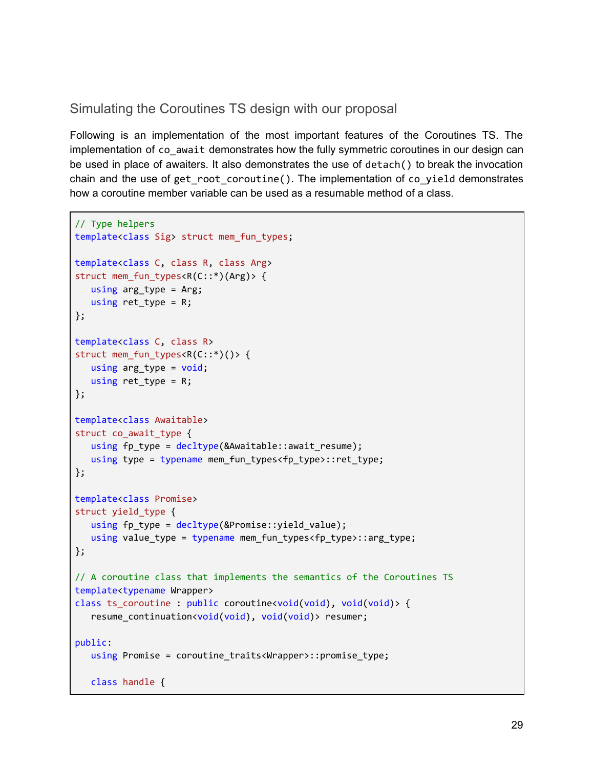### Simulating the Coroutines TS design with our proposal

Following is an implementation of the most important features of the Coroutines TS. The implementation of `co_await` demonstrates how the fully symmetric coroutines in our design can be used in place of awaiters. It also demonstrates the use of `detach()` to break the invocation chain and the use of `get_root_coroutine()`. The implementation of `co_yield` demonstrates how a coroutine member variable can be used as a resumable method of a class.

```
// Type helpers
template<class Sig> struct mem_fun_types;

template<class C, class R, class Arg>
struct mem_fun_types<R(C::*)(Arg)> {
   using arg_type = Arg;
   using ret_type = R;
};

template<class C, class R>
struct mem_fun_types<R(C::*)()> {
   using arg_type = void;
   using ret_type = R;
};

template<class Awaitable>
struct co_await_type {
   using fp_type = decltype(&Awaitable::await_resume);
   using type = typename mem_fun_types<fp_type>::ret_type;
};

template<class Promise>
struct yield_type {
   using fp_type = decltype(&Promise::yield_value);
   using value_type = typename mem_fun_types<fp_type>::arg_type;
};

// A coroutine class that implements the semantics of the Coroutines TS
template<typename Wrapper>
class ts_coroutine : public coroutine<void(void), void(void)> {
   resume_continuation<void(void), void(void)> resumer;

public:
   using Promise = coroutine_traits<Wrapper>::promise_type;

   class handle {
```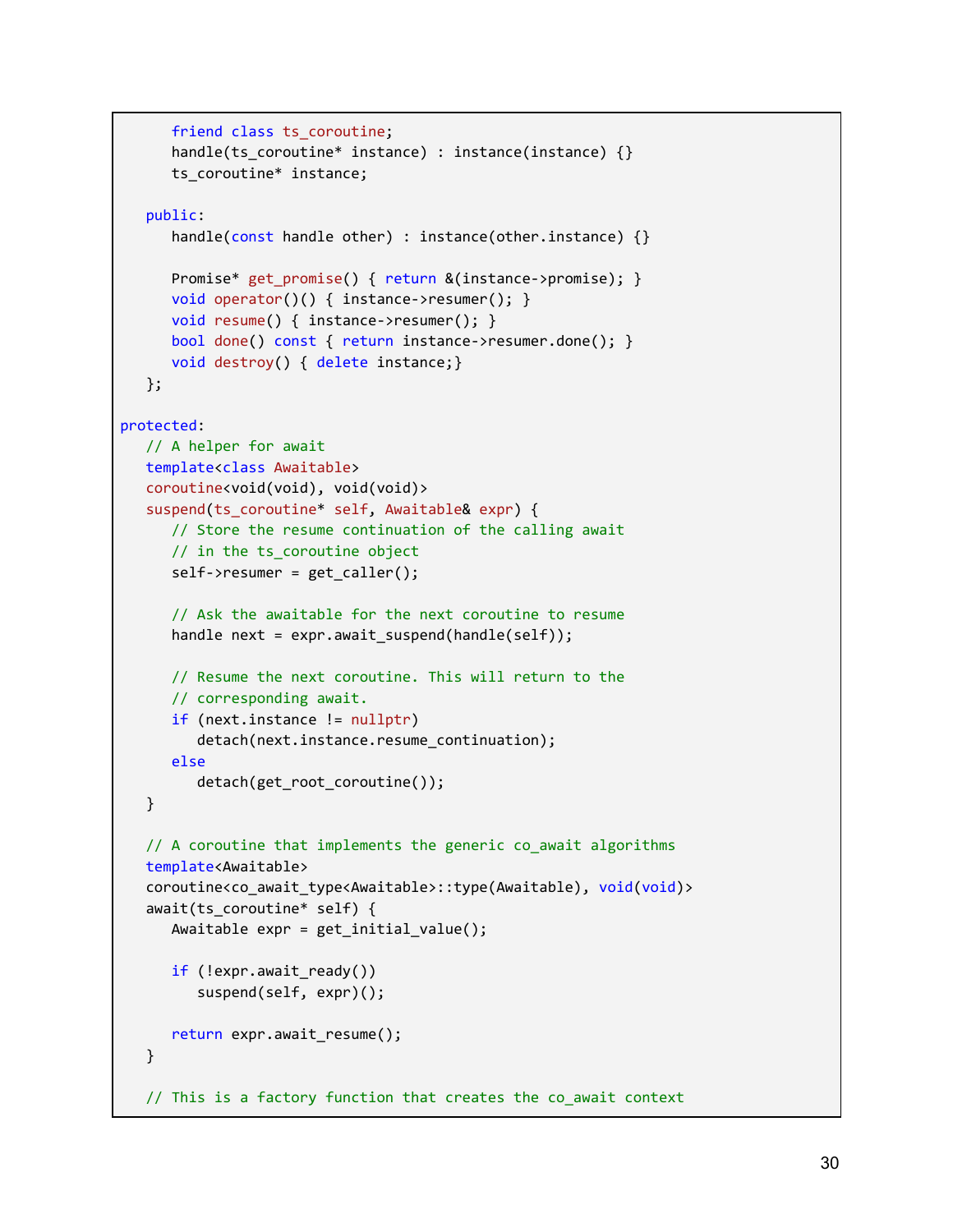```
      friend class ts_coroutine;
      handle(ts_coroutine* instance) : instance(instance) {}
      ts_coroutine* instance;

   public:
      handle(const handle other) : instance(other.instance) {}

      Promise* get_promise() { return &(instance->promise); }
      void operator()() { instance->resumer(); }
      void resume() { instance->resumer(); }
      bool done() const { return instance->resumer.done(); }
      void destroy() { delete instance;}
   };

protected:
   // A helper for await
   template<class Awaitable>
   coroutine<void(void), void(void)>
   suspend(ts_coroutine* self, Awaitable& expr) {
      // Store the resume continuation of the calling await
      // in the ts_coroutine object
      self->resumer = get_caller();

      // Ask the awaitable for the next coroutine to resume
      handle next = expr.await_suspend(handle(self));

      // Resume the next coroutine. This will return to the
      // corresponding await.
      if (next.instance != nullptr)
         detach(next.instance.resume_continuation);
      else
         detach(get_root_coroutine());
   }

   // A coroutine that implements the generic co_await algorithms
   template<Awaitable>
   coroutine<co_await_type<Awaitable>::type(Awaitable), void(void)>
   await(ts_coroutine* self) {
      Awaitable expr = get_initial_value();

      if (!expr.await_ready())
         suspend(self, expr)();

      return expr.await_resume();
   }

   // This is a factory function that creates the co_await context
```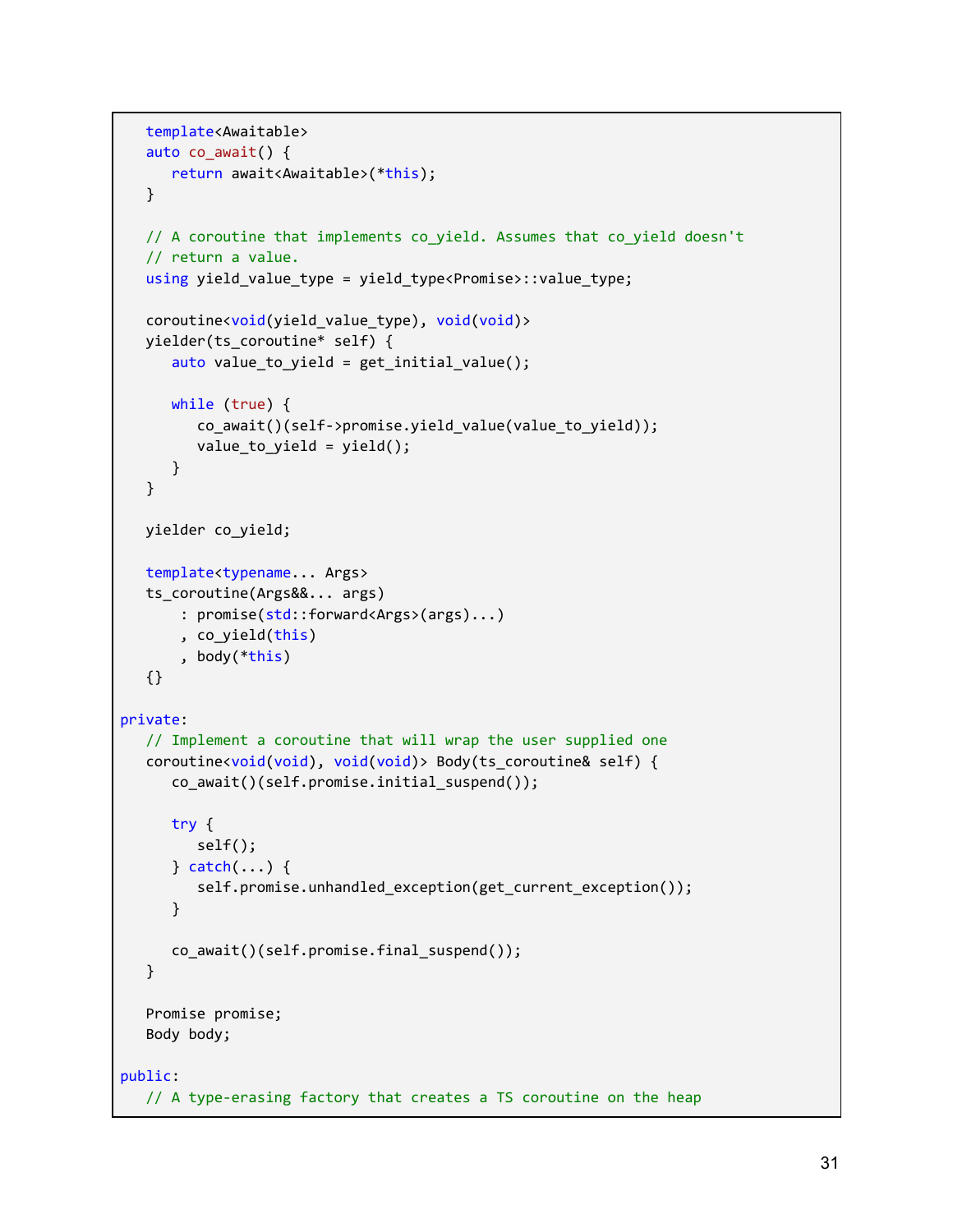```
   template<Awaitable>
   auto co_await() {
      return await<Awaitable>(*this);
   }

   // A coroutine that implements co_yield. Assumes that co_yield doesn't
   // return a value.
   using yield_value_type = yield_type<Promise>::value_type;

   coroutine<void(yield_value_type), void(void)>
   yielder(ts_coroutine* self) {
      auto value_to_yield = get_initial_value();

      while (true) {
         co_await()(self->promise.yield_value(value_to_yield));
         value_to_yield = yield();
      }
   }

   yielder co_yield;

   template<typename... Args>
   ts_coroutine(Args&&... args)
       : promise(std::forward<Args>(args)...)
       , co_yield(this)
       , body(*this)
   {}

private:
   // Implement a coroutine that will wrap the user supplied one
   coroutine<void(void), void(void)> Body(ts_coroutine& self) {
      co_await()(self.promise.initial_suspend());

      try {
         self();
      } catch(...) {
         self.promise.unhandled_exception(get_current_exception());
      }

      co_await()(self.promise.final_suspend());
   }

   Promise promise;
   Body body;

public:
   // A type-erasing factory that creates a TS coroutine on the heap
```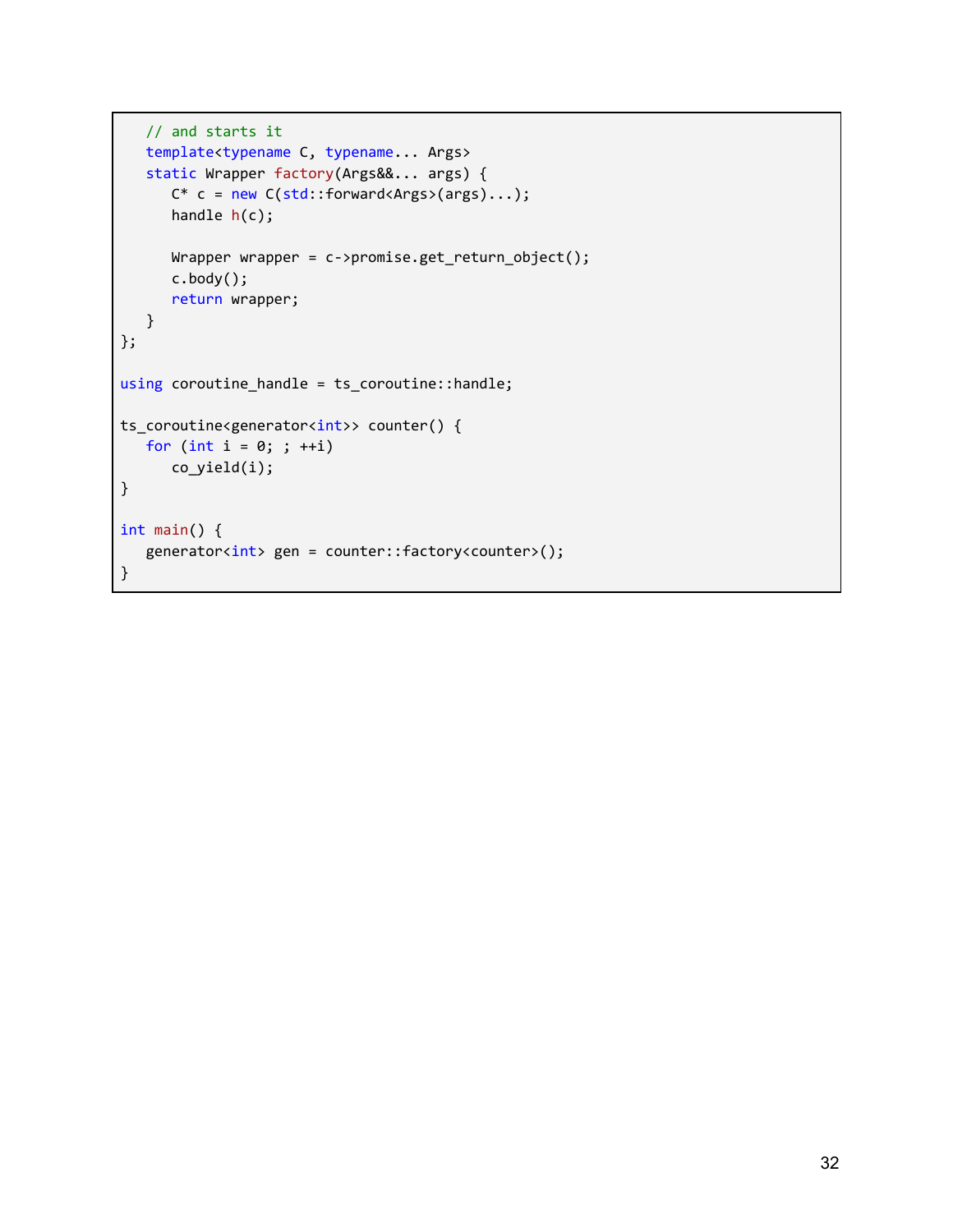```
   // and starts it
   template<typename C, typename... Args>
   static Wrapper factory(Args&&... args) {
      C* c = new C(std::forward<Args>(args)...);
      handle h(c);

      Wrapper wrapper = c->promise.get_return_object();
      c.body();
      return wrapper;
   }
};

using coroutine_handle = ts_coroutine::handle;

ts_coroutine<generator<int>> counter() {
   for (int i = 0; ; ++i)
      co_yield(i);
}

int main() {
   generator<int> gen = counter::factory<counter>();
}
```